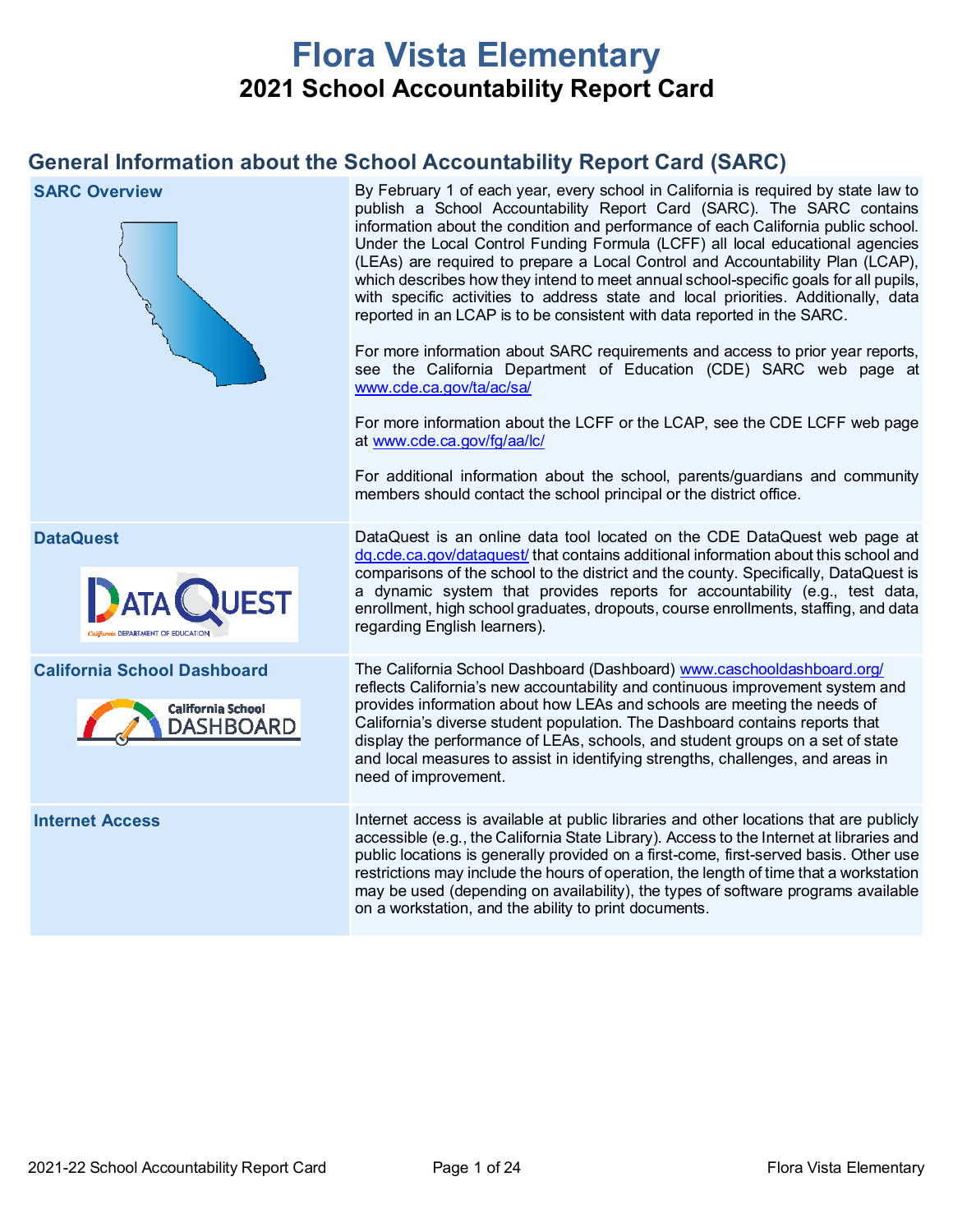# Flora Vista Elementary

## 2021 School Accountability Report Card

## General Information about the School Accountability Report Card (SARC)

| | |
|---|---|
| **SARC Overview** | By February 1 of each year, every school in California is required by state law to publish a School Accountability Report Card (SARC). The SARC contains information about the condition and performance of each California public school. Under the Local Control Funding Formula (LCFF) all local educational agencies (LEAs) are required to prepare a Local Control and Accountability Plan (LCAP), which describes how they intend to meet annual school-specific goals for all pupils, with specific activities to address state and local priorities. Additionally, data reported in an LCAP is to be consistent with data reported in the SARC.<br><br>For more information about SARC requirements and access to prior year reports, see the California Department of Education (CDE) SARC web page at www.cde.ca.gov/ta/ac/sa/<br><br>For more information about the LCFF or the LCAP, see the CDE LCFF web page at www.cde.ca.gov/fg/aa/lc/<br><br>For additional information about the school, parents/guardians and community members should contact the school principal or the district office. |
| **DataQuest** | DataQuest is an online data tool located on the CDE DataQuest web page at dq.cde.ca.gov/dataquest/ that contains additional information about this school and comparisons of the school to the district and the county. Specifically, DataQuest is a dynamic system that provides reports for accountability (e.g., test data, enrollment, high school graduates, dropouts, course enrollments, staffing, and data regarding English learners). |
| **California School Dashboard** | The California School Dashboard (Dashboard) www.caschooldashboard.org/ reflects California's new accountability and continuous improvement system and provides information about how LEAs and schools are meeting the needs of California's diverse student population. The Dashboard contains reports that display the performance of LEAs, schools, and student groups on a set of state and local measures to assist in identifying strengths, challenges, and areas in need of improvement. |
| **Internet Access** | Internet access is available at public libraries and other locations that are publicly accessible (e.g., the California State Library). Access to the Internet at libraries and public locations is generally provided on a first-come, first-served basis. Other use restrictions may include the hours of operation, the length of time that a workstation may be used (depending on availability), the types of software programs available on a workstation, and the ability to print documents. |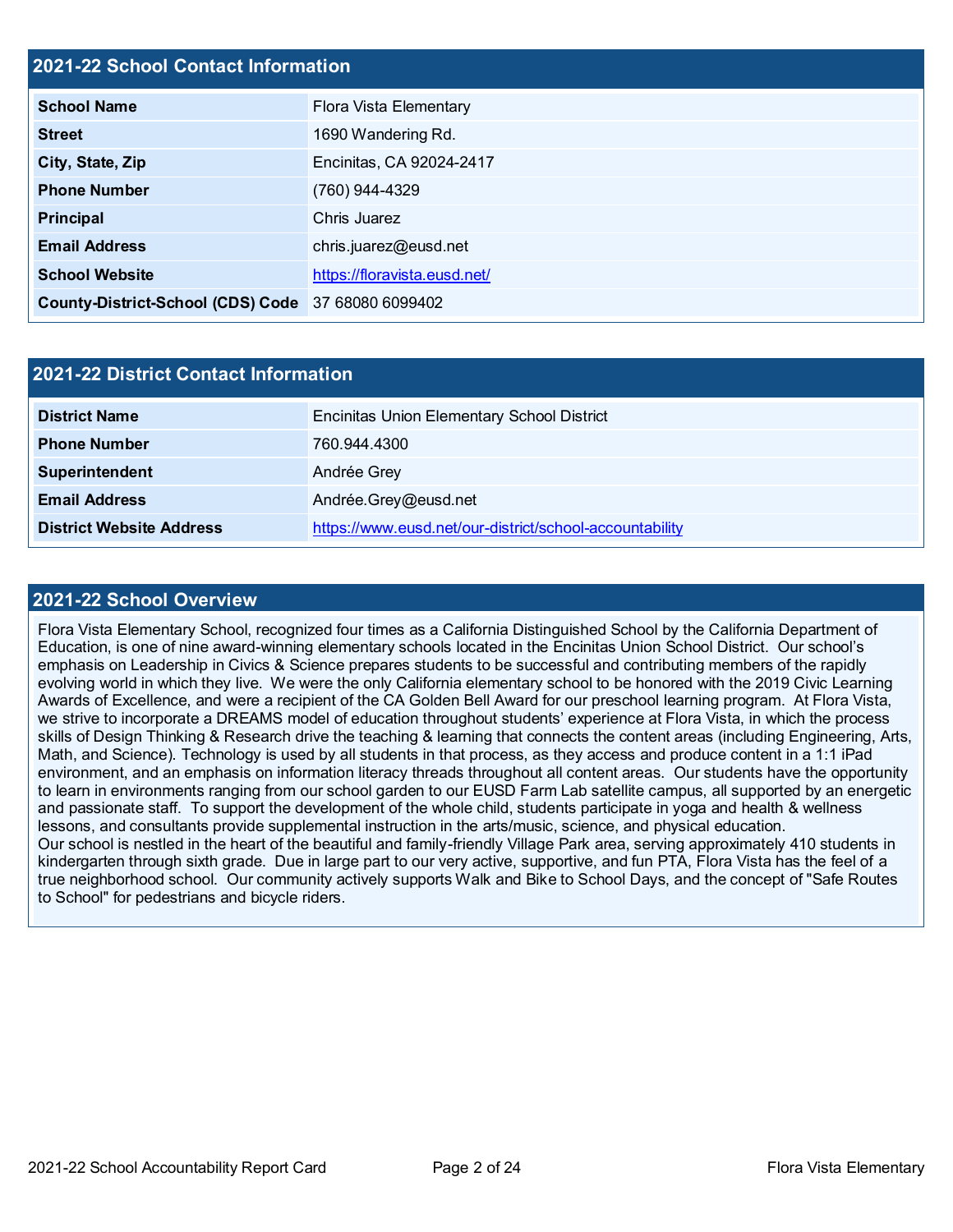## 2021-22 School Contact Information

| 2021-22 School Contact Information | |
|---|---|
| **School Name** | Flora Vista Elementary |
| **Street** | 1690 Wandering Rd. |
| **City, State, Zip** | Encinitas, CA 92024-2417 |
| **Phone Number** | (760) 944-4329 |
| **Principal** | Chris Juarez |
| **Email Address** | chris.juarez@eusd.net |
| **School Website** | https://floravista.eusd.net/ |
| **County-District-School (CDS) Code** | 37 68080 6099402 |

## 2021-22 District Contact Information

| 2021-22 District Contact Information | |
|---|---|
| **District Name** | Encinitas Union Elementary School District |
| **Phone Number** | 760.944.4300 |
| **Superintendent** | Andrée Grey |
| **Email Address** | Andrée.Grey@eusd.net |
| **District Website Address** | https://www.eusd.net/our-district/school-accountability |

## 2021-22 School Overview

Flora Vista Elementary School, recognized four times as a California Distinguished School by the California Department of Education, is one of nine award-winning elementary schools located in the Encinitas Union School District. Our school's emphasis on Leadership in Civics & Science prepares students to be successful and contributing members of the rapidly evolving world in which they live. We were the only California elementary school to be honored with the 2019 Civic Learning Awards of Excellence, and were a recipient of the CA Golden Bell Award for our preschool learning program. At Flora Vista, we strive to incorporate a DREAMS model of education throughout students' experience at Flora Vista, in which the process skills of Design Thinking & Research drive the teaching & learning that connects the content areas (including Engineering, Arts, Math, and Science). Technology is used by all students in that process, as they access and produce content in a 1:1 iPad environment, and an emphasis on information literacy threads throughout all content areas. Our students have the opportunity to learn in environments ranging from our school garden to our EUSD Farm Lab satellite campus, all supported by an energetic and passionate staff. To support the development of the whole child, students participate in yoga and health & wellness lessons, and consultants provide supplemental instruction in the arts/music, science, and physical education.
Our school is nestled in the heart of the beautiful and family-friendly Village Park area, serving approximately 410 students in kindergarten through sixth grade. Due in large part to our very active, supportive, and fun PTA, Flora Vista has the feel of a true neighborhood school. Our community actively supports Walk and Bike to School Days, and the concept of "Safe Routes to School" for pedestrians and bicycle riders.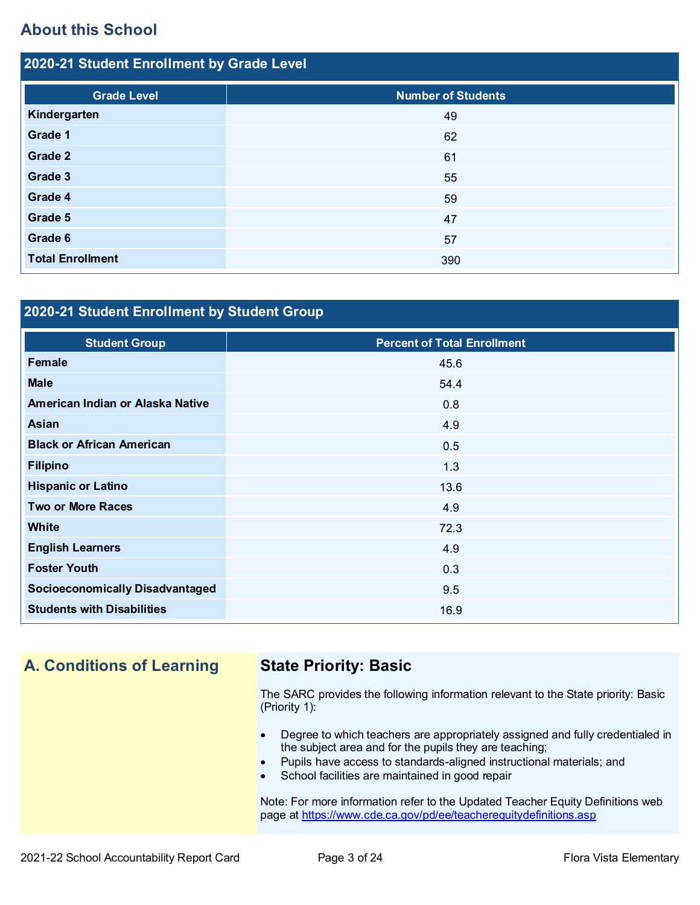## About this School

### 2020-21 Student Enrollment by Grade Level

| Grade Level | Number of Students |
|---|---|
| Kindergarten | 49 |
| Grade 1 | 62 |
| Grade 2 | 61 |
| Grade 3 | 55 |
| Grade 4 | 59 |
| Grade 5 | 47 |
| Grade 6 | 57 |
| Total Enrollment | 390 |

### 2020-21 Student Enrollment by Student Group

| Student Group | Percent of Total Enrollment |
|---|---|
| Female | 45.6 |
| Male | 54.4 |
| American Indian or Alaska Native | 0.8 |
| Asian | 4.9 |
| Black or African American | 0.5 |
| Filipino | 1.3 |
| Hispanic or Latino | 13.6 |
| Two or More Races | 4.9 |
| White | 72.3 |
| English Learners | 4.9 |
| Foster Youth | 0.3 |
| Socioeconomically Disadvantaged | 9.5 |
| Students with Disabilities | 16.9 |

## A. Conditions of Learning

### State Priority: Basic

The SARC provides the following information relevant to the State priority: Basic (Priority 1):

- Degree to which teachers are appropriately assigned and fully credentialed in the subject area and for the pupils they are teaching;
- Pupils have access to standards-aligned instructional materials; and
- School facilities are maintained in good repair

Note: For more information refer to the Updated Teacher Equity Definitions web page at https://www.cde.ca.gov/pd/ee/teacherequitydefinitions.asp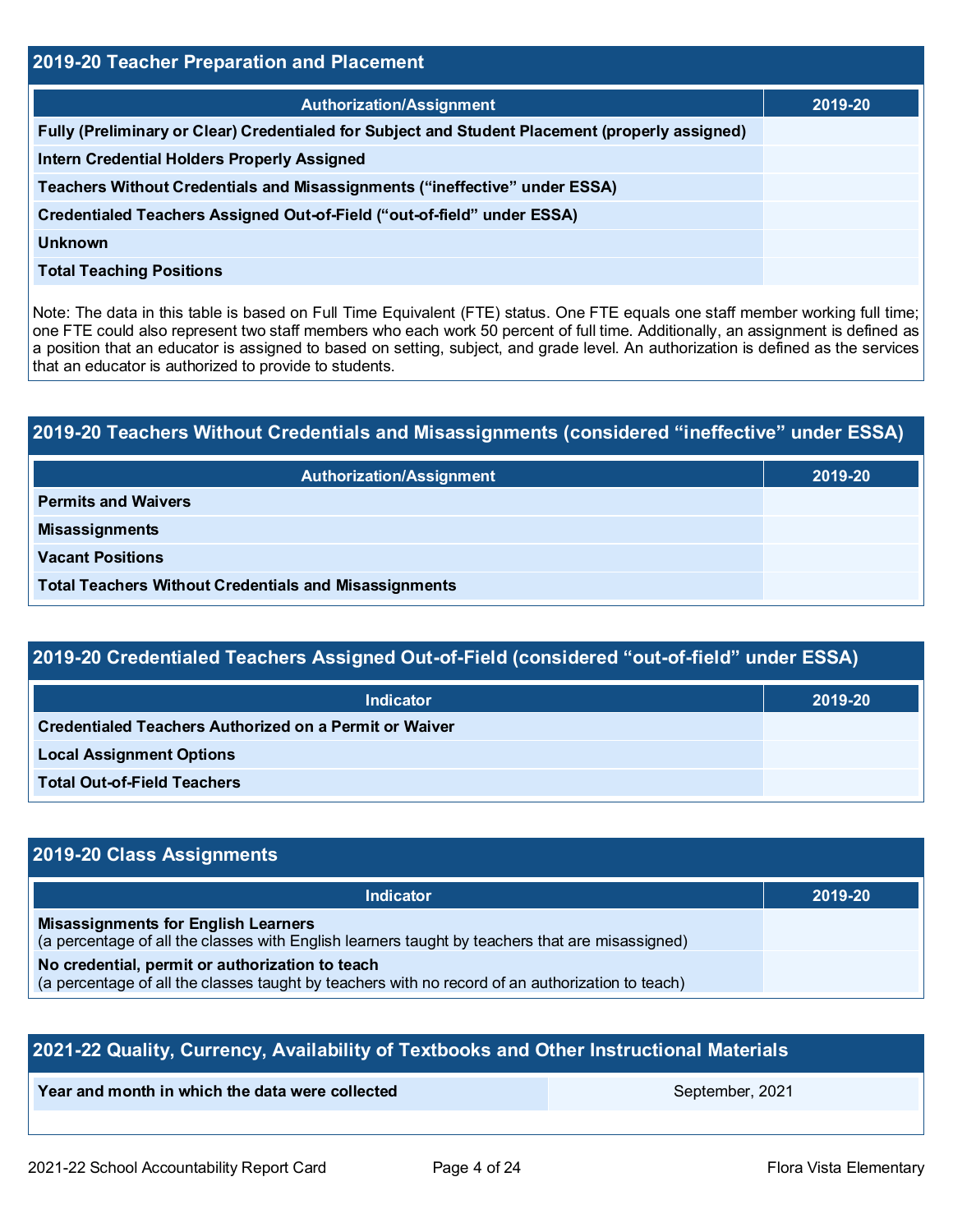## 2019-20 Teacher Preparation and Placement

| Authorization/Assignment | 2019-20 |
|---|---|
| Fully (Preliminary or Clear) Credentialed for Subject and Student Placement (properly assigned) | |
| Intern Credential Holders Properly Assigned | |
| Teachers Without Credentials and Misassignments ("ineffective" under ESSA) | |
| Credentialed Teachers Assigned Out-of-Field ("out-of-field" under ESSA) | |
| Unknown | |
| Total Teaching Positions | |

Note: The data in this table is based on Full Time Equivalent (FTE) status. One FTE equals one staff member working full time; one FTE could also represent two staff members who each work 50 percent of full time. Additionally, an assignment is defined as a position that an educator is assigned to based on setting, subject, and grade level. An authorization is defined as the services that an educator is authorized to provide to students.

## 2019-20 Teachers Without Credentials and Misassignments (considered "ineffective" under ESSA)

| Authorization/Assignment | 2019-20 |
|---|---|
| Permits and Waivers | |
| Misassignments | |
| Vacant Positions | |
| Total Teachers Without Credentials and Misassignments | |

## 2019-20 Credentialed Teachers Assigned Out-of-Field (considered "out-of-field" under ESSA)

| Indicator | 2019-20 |
|---|---|
| Credentialed Teachers Authorized on a Permit or Waiver | |
| Local Assignment Options | |
| Total Out-of-Field Teachers | |

## 2019-20 Class Assignments

| Indicator | 2019-20 |
|---|---|
| **Misassignments for English Learners** (a percentage of all the classes with English learners taught by teachers that are misassigned) | |
| **No credential, permit or authorization to teach** (a percentage of all the classes taught by teachers with no record of an authorization to teach) | |

## 2021-22 Quality, Currency, Availability of Textbooks and Other Instructional Materials

| Year and month in which the data were collected | September, 2021 |
|---|---|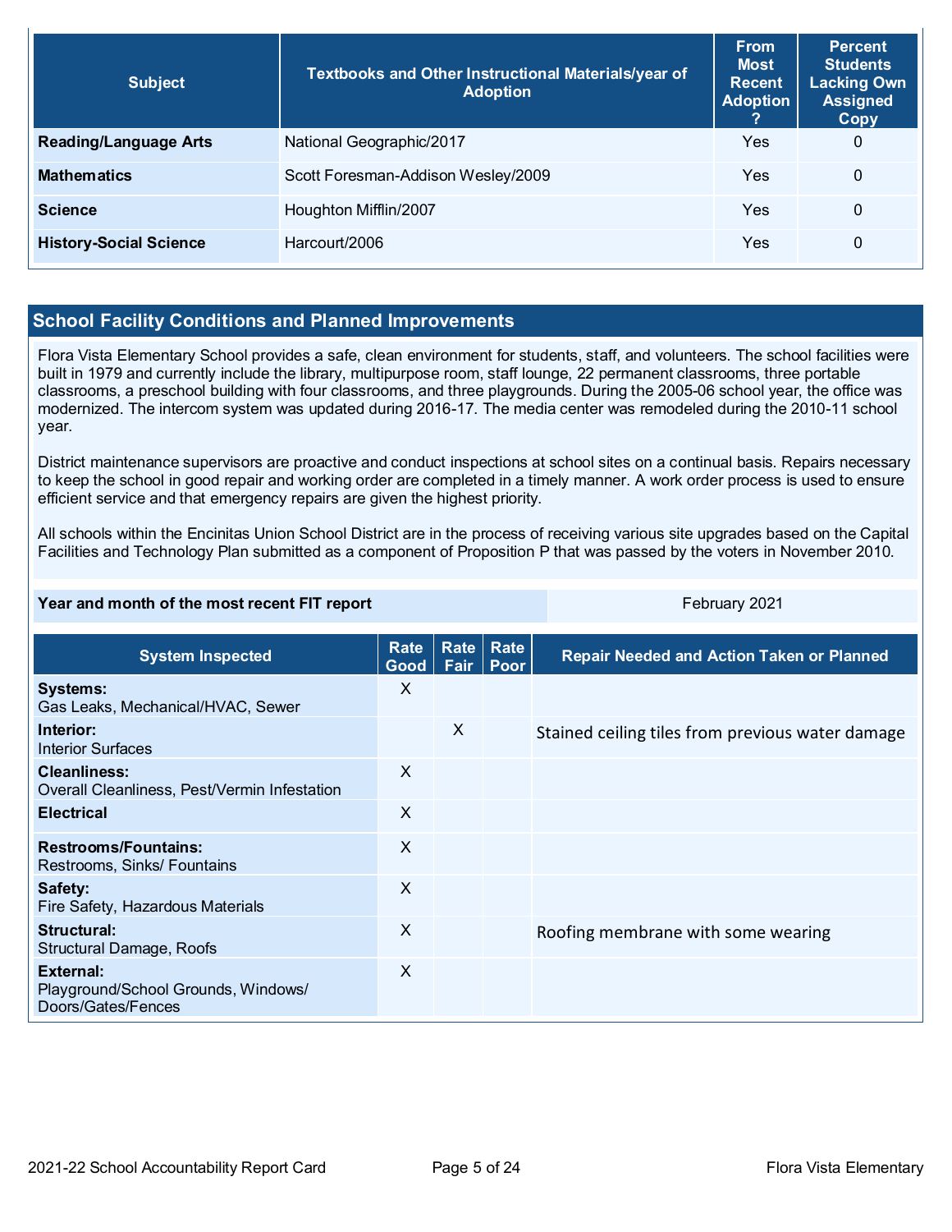| Subject | Textbooks and Other Instructional Materials/year of Adoption | From Most Recent Adoption ? | Percent Students Lacking Own Assigned Copy |
|---|---|---|---|
| **Reading/Language Arts** | National Geographic/2017 | Yes | 0 |
| **Mathematics** | Scott Foresman-Addison Wesley/2009 | Yes | 0 |
| **Science** | Houghton Mifflin/2007 | Yes | 0 |
| **History-Social Science** | Harcourt/2006 | Yes | 0 |

## School Facility Conditions and Planned Improvements

Flora Vista Elementary School provides a safe, clean environment for students, staff, and volunteers. The school facilities were built in 1979 and currently include the library, multipurpose room, staff lounge, 22 permanent classrooms, three portable classrooms, a preschool building with four classrooms, and three playgrounds. During the 2005-06 school year, the office was modernized. The intercom system was updated during 2016-17. The media center was remodeled during the 2010-11 school year.

District maintenance supervisors are proactive and conduct inspections at school sites on a continual basis. Repairs necessary to keep the school in good repair and working order are completed in a timely manner. A work order process is used to ensure efficient service and that emergency repairs are given the highest priority.

All schools within the Encinitas Union School District are in the process of receiving various site upgrades based on the Capital Facilities and Technology Plan submitted as a component of Proposition P that was passed by the voters in November 2010.

| Year and month of the most recent FIT report | February 2021 |
|---|---|

| System Inspected | Rate Good | Rate Fair | Rate Poor | Repair Needed and Action Taken or Planned |
|---|---|---|---|---|
| **Systems:** Gas Leaks, Mechanical/HVAC, Sewer | X | | | |
| **Interior:** Interior Surfaces | | X | | Stained ceiling tiles from previous water damage |
| **Cleanliness:** Overall Cleanliness, Pest/Vermin Infestation | X | | | |
| **Electrical** | X | | | |
| **Restrooms/Fountains:** Restrooms, Sinks/ Fountains | X | | | |
| **Safety:** Fire Safety, Hazardous Materials | X | | | |
| **Structural:** Structural Damage, Roofs | X | | | Roofing membrane with some wearing |
| **External:** Playground/School Grounds, Windows/ Doors/Gates/Fences | X | | | |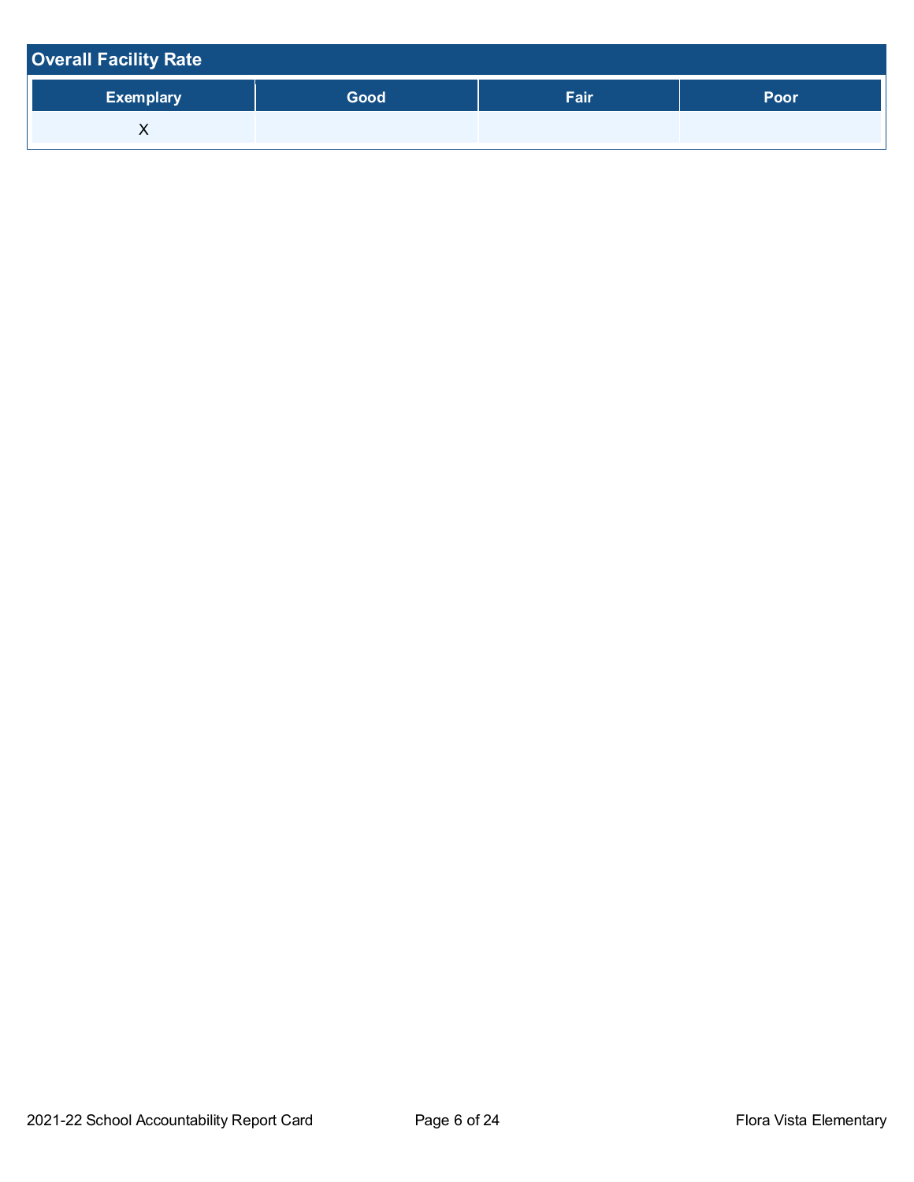## Overall Facility Rate

| Exemplary | Good | Fair | Poor |
|---|---|---|---|
| X | | | |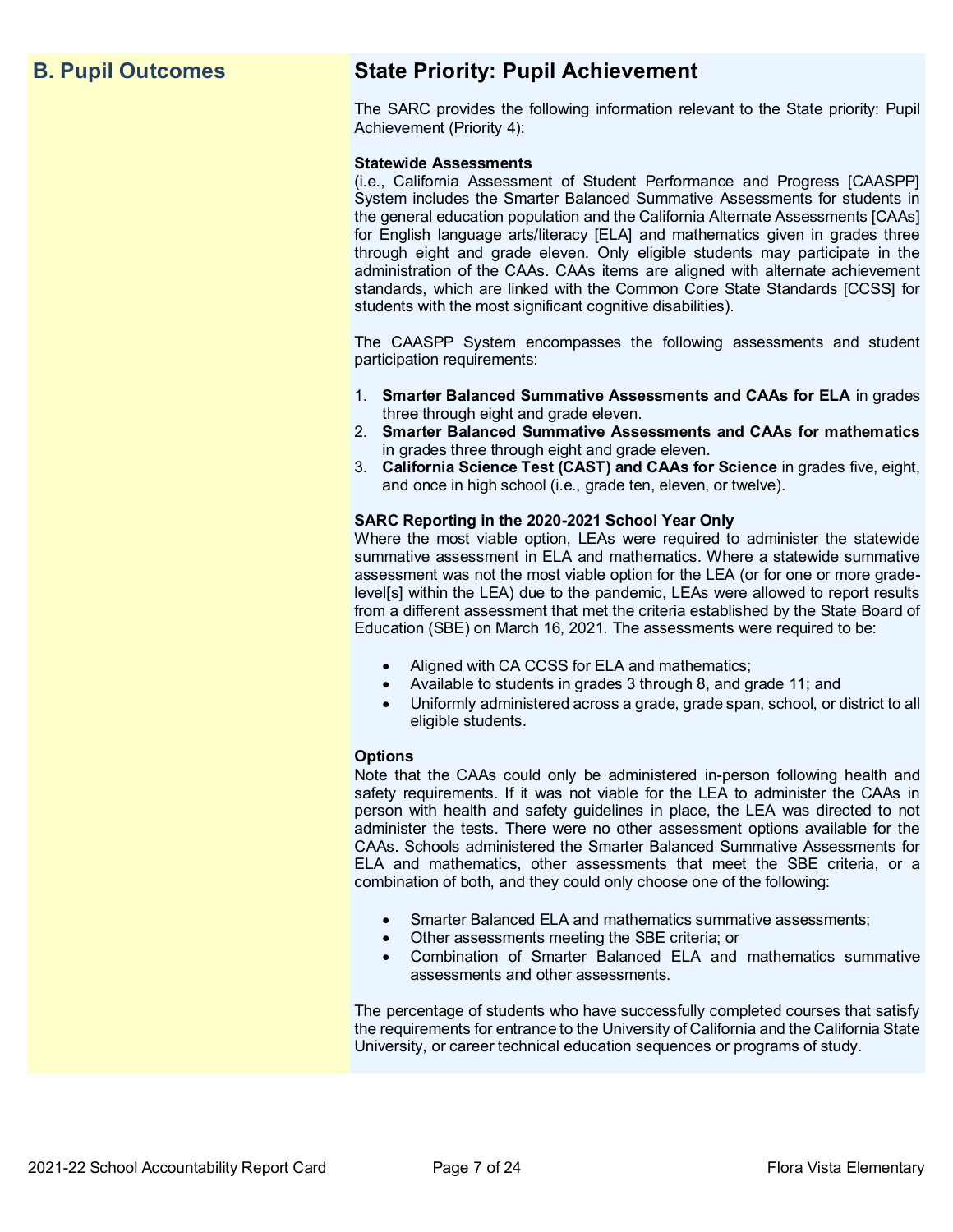## B. Pupil Outcomes

## State Priority: Pupil Achievement

The SARC provides the following information relevant to the State priority: Pupil Achievement (Priority 4):

**Statewide Assessments**
(i.e., California Assessment of Student Performance and Progress [CAASPP] System includes the Smarter Balanced Summative Assessments for students in the general education population and the California Alternate Assessments [CAAs] for English language arts/literacy [ELA] and mathematics given in grades three through eight and grade eleven. Only eligible students may participate in the administration of the CAAs. CAAs items are aligned with alternate achievement standards, which are linked with the Common Core State Standards [CCSS] for students with the most significant cognitive disabilities).

The CAASPP System encompasses the following assessments and student participation requirements:

1. **Smarter Balanced Summative Assessments and CAAs for ELA** in grades three through eight and grade eleven.
2. **Smarter Balanced Summative Assessments and CAAs for mathematics** in grades three through eight and grade eleven.
3. **California Science Test (CAST) and CAAs for Science** in grades five, eight, and once in high school (i.e., grade ten, eleven, or twelve).

**SARC Reporting in the 2020-2021 School Year Only**
Where the most viable option, LEAs were required to administer the statewide summative assessment in ELA and mathematics. Where a statewide summative assessment was not the most viable option for the LEA (or for one or more grade-level[s] within the LEA) due to the pandemic, LEAs were allowed to report results from a different assessment that met the criteria established by the State Board of Education (SBE) on March 16, 2021. The assessments were required to be:

- Aligned with CA CCSS for ELA and mathematics;
- Available to students in grades 3 through 8, and grade 11; and
- Uniformly administered across a grade, grade span, school, or district to all eligible students.

**Options**
Note that the CAAs could only be administered in-person following health and safety requirements. If it was not viable for the LEA to administer the CAAs in person with health and safety guidelines in place, the LEA was directed to not administer the tests. There were no other assessment options available for the CAAs. Schools administered the Smarter Balanced Summative Assessments for ELA and mathematics, other assessments that meet the SBE criteria, or a combination of both, and they could only choose one of the following:

- Smarter Balanced ELA and mathematics summative assessments;
- Other assessments meeting the SBE criteria; or
- Combination of Smarter Balanced ELA and mathematics summative assessments and other assessments.

The percentage of students who have successfully completed courses that satisfy the requirements for entrance to the University of California and the California State University, or career technical education sequences or programs of study.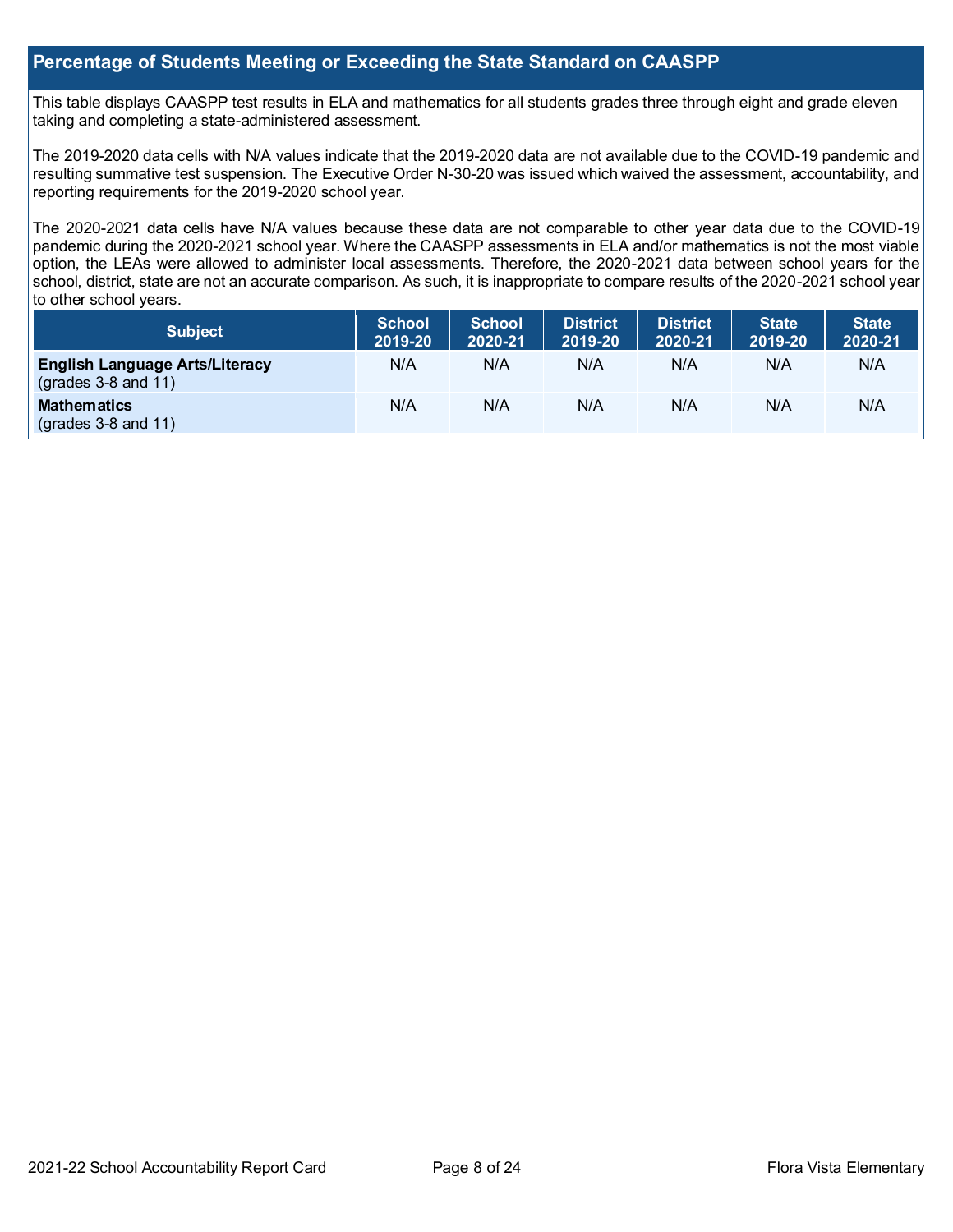## Percentage of Students Meeting or Exceeding the State Standard on CAASPP

This table displays CAASPP test results in ELA and mathematics for all students grades three through eight and grade eleven taking and completing a state-administered assessment.

The 2019-2020 data cells with N/A values indicate that the 2019-2020 data are not available due to the COVID-19 pandemic and resulting summative test suspension. The Executive Order N-30-20 was issued which waived the assessment, accountability, and reporting requirements for the 2019-2020 school year.

The 2020-2021 data cells have N/A values because these data are not comparable to other year data due to the COVID-19 pandemic during the 2020-2021 school year. Where the CAASPP assessments in ELA and/or mathematics is not the most viable option, the LEAs were allowed to administer local assessments. Therefore, the 2020-2021 data between school years for the school, district, state are not an accurate comparison. As such, it is inappropriate to compare results of the 2020-2021 school year to other school years.

| Subject | School 2019-20 | School 2020-21 | District 2019-20 | District 2020-21 | State 2019-20 | State 2020-21 |
|---|---|---|---|---|---|---|
| **English Language Arts/Literacy** (grades 3-8 and 11) | N/A | N/A | N/A | N/A | N/A | N/A |
| **Mathematics** (grades 3-8 and 11) | N/A | N/A | N/A | N/A | N/A | N/A |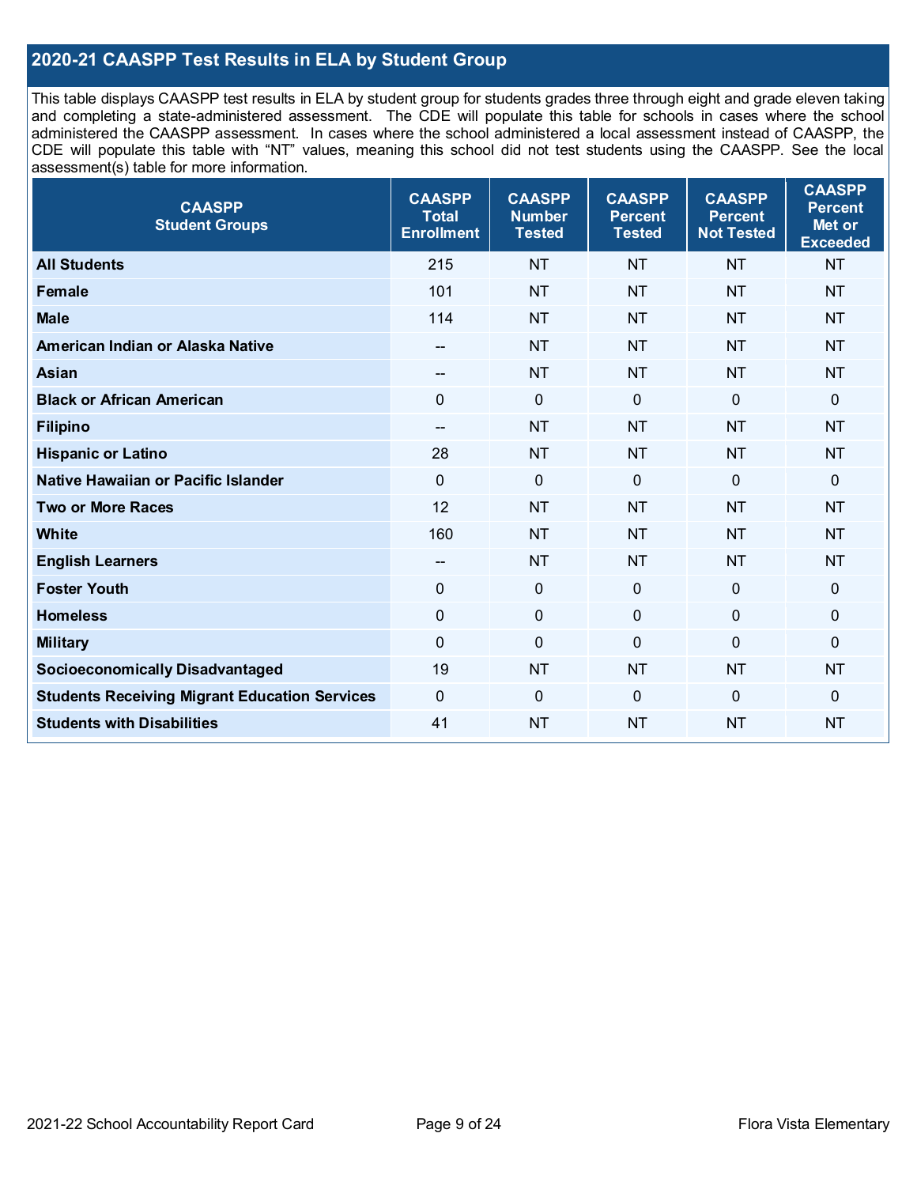## 2020-21 CAASPP Test Results in ELA by Student Group

This table displays CAASPP test results in ELA by student group for students grades three through eight and grade eleven taking and completing a state-administered assessment. The CDE will populate this table for schools in cases where the school administered the CAASPP assessment. In cases where the school administered a local assessment instead of CAASPP, the CDE will populate this table with "NT" values, meaning this school did not test students using the CAASPP. See the local assessment(s) table for more information.

| CAASPP Student Groups | CAASPP Total Enrollment | CAASPP Number Tested | CAASPP Percent Tested | CAASPP Percent Not Tested | CAASPP Percent Met or Exceeded |
|---|---|---|---|---|---|
| **All Students** | 215 | NT | NT | NT | NT |
| **Female** | 101 | NT | NT | NT | NT |
| **Male** | 114 | NT | NT | NT | NT |
| **American Indian or Alaska Native** | -- | NT | NT | NT | NT |
| **Asian** | -- | NT | NT | NT | NT |
| **Black or African American** | 0 | 0 | 0 | 0 | 0 |
| **Filipino** | -- | NT | NT | NT | NT |
| **Hispanic or Latino** | 28 | NT | NT | NT | NT |
| **Native Hawaiian or Pacific Islander** | 0 | 0 | 0 | 0 | 0 |
| **Two or More Races** | 12 | NT | NT | NT | NT |
| **White** | 160 | NT | NT | NT | NT |
| **English Learners** | -- | NT | NT | NT | NT |
| **Foster Youth** | 0 | 0 | 0 | 0 | 0 |
| **Homeless** | 0 | 0 | 0 | 0 | 0 |
| **Military** | 0 | 0 | 0 | 0 | 0 |
| **Socioeconomically Disadvantaged** | 19 | NT | NT | NT | NT |
| **Students Receiving Migrant Education Services** | 0 | 0 | 0 | 0 | 0 |
| **Students with Disabilities** | 41 | NT | NT | NT | NT |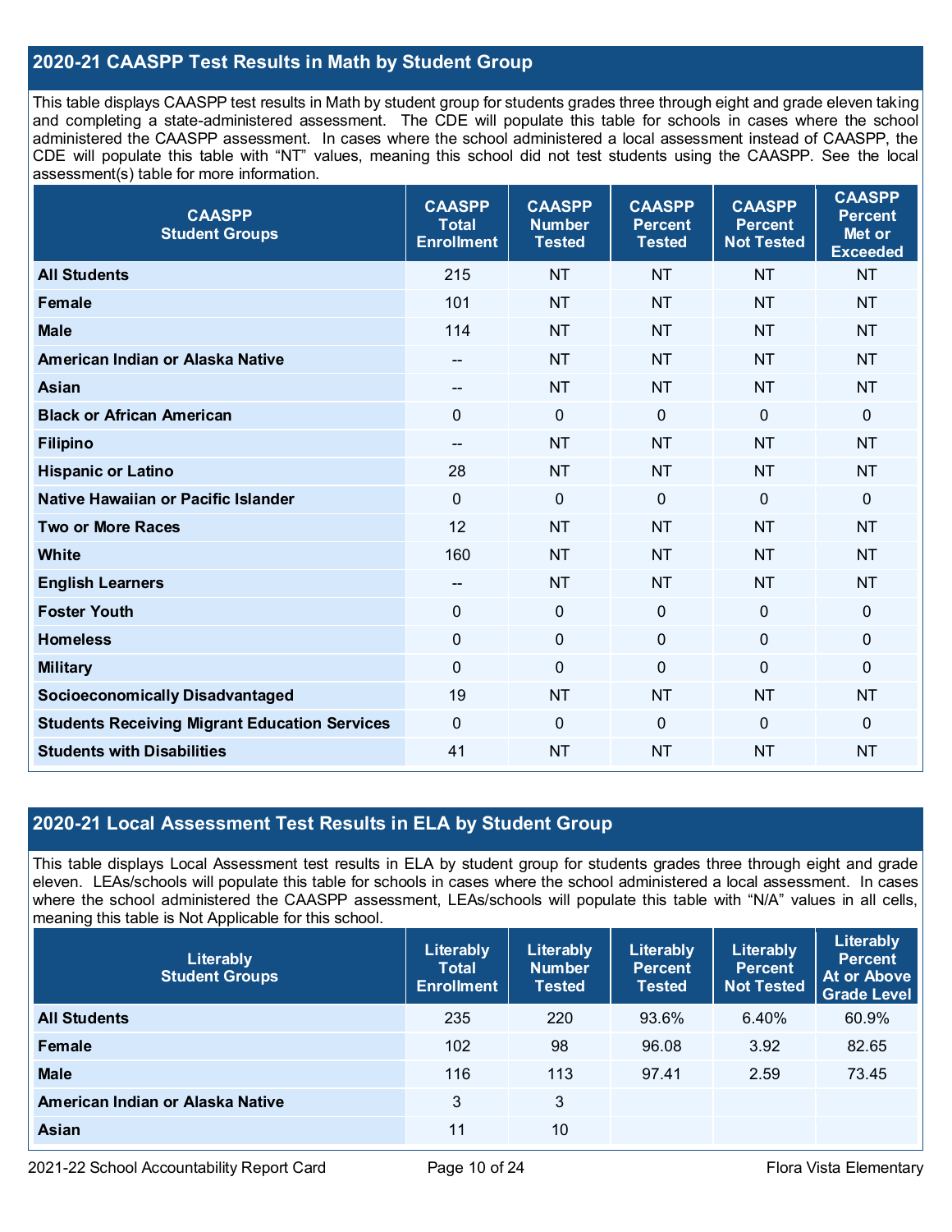## 2020-21 CAASPP Test Results in Math by Student Group

This table displays CAASPP test results in Math by student group for students grades three through eight and grade eleven taking and completing a state-administered assessment. The CDE will populate this table for schools in cases where the school administered the CAASPP assessment. In cases where the school administered a local assessment instead of CAASPP, the CDE will populate this table with "NT" values, meaning this school did not test students using the CAASPP. See the local assessment(s) table for more information.

| CAASPP Student Groups | CAASPP Total Enrollment | CAASPP Number Tested | CAASPP Percent Tested | CAASPP Percent Not Tested | CAASPP Percent Met or Exceeded |
|---|---|---|---|---|---|
| **All Students** | 215 | NT | NT | NT | NT |
| **Female** | 101 | NT | NT | NT | NT |
| **Male** | 114 | NT | NT | NT | NT |
| **American Indian or Alaska Native** | -- | NT | NT | NT | NT |
| **Asian** | -- | NT | NT | NT | NT |
| **Black or African American** | 0 | 0 | 0 | 0 | 0 |
| **Filipino** | -- | NT | NT | NT | NT |
| **Hispanic or Latino** | 28 | NT | NT | NT | NT |
| **Native Hawaiian or Pacific Islander** | 0 | 0 | 0 | 0 | 0 |
| **Two or More Races** | 12 | NT | NT | NT | NT |
| **White** | 160 | NT | NT | NT | NT |
| **English Learners** | -- | NT | NT | NT | NT |
| **Foster Youth** | 0 | 0 | 0 | 0 | 0 |
| **Homeless** | 0 | 0 | 0 | 0 | 0 |
| **Military** | 0 | 0 | 0 | 0 | 0 |
| **Socioeconomically Disadvantaged** | 19 | NT | NT | NT | NT |
| **Students Receiving Migrant Education Services** | 0 | 0 | 0 | 0 | 0 |
| **Students with Disabilities** | 41 | NT | NT | NT | NT |

## 2020-21 Local Assessment Test Results in ELA by Student Group

This table displays Local Assessment test results in ELA by student group for students grades three through eight and grade eleven. LEAs/schools will populate this table for schools in cases where the school administered a local assessment. In cases where the school administered the CAASPP assessment, LEAs/schools will populate this table with "N/A" values in all cells, meaning this table is Not Applicable for this school.

| Literably Student Groups | Literably Total Enrollment | Literably Number Tested | Literably Percent Tested | Literably Percent Not Tested | Literably Percent At or Above Grade Level |
|---|---|---|---|---|---|
| **All Students** | 235 | 220 | 93.6% | 6.40% | 60.9% |
| **Female** | 102 | 98 | 96.08 | 3.92 | 82.65 |
| **Male** | 116 | 113 | 97.41 | 2.59 | 73.45 |
| **American Indian or Alaska Native** | 3 | 3 | | | |
| **Asian** | 11 | 10 | | | |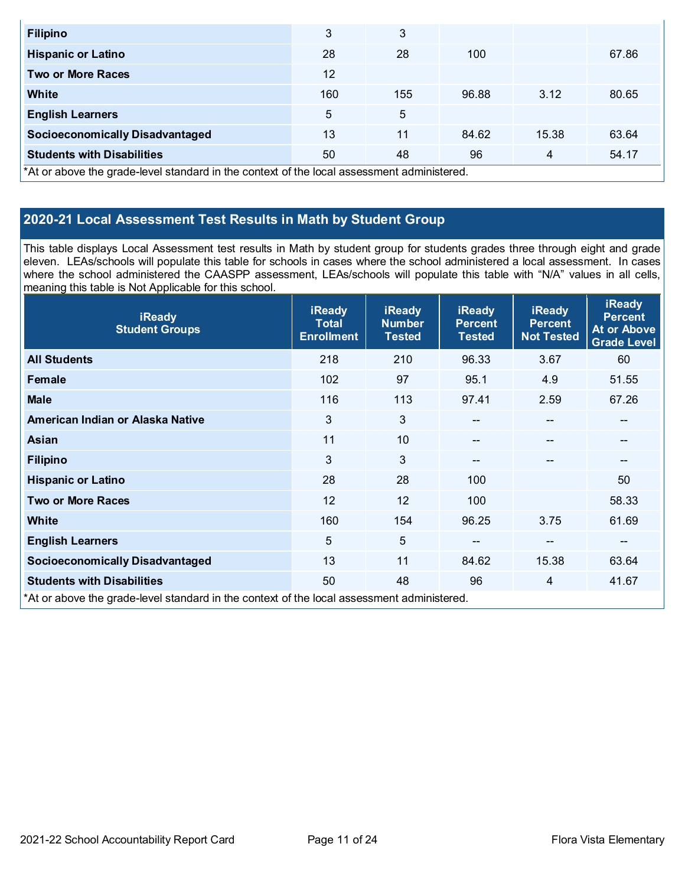| | | | | | |
|---|---|---|---|---|---|
| **Filipino** | 3 | 3 | | | |
| **Hispanic or Latino** | 28 | 28 | 100 | | 67.86 |
| **Two or More Races** | 12 | | | | |
| **White** | 160 | 155 | 96.88 | 3.12 | 80.65 |
| **English Learners** | 5 | 5 | | | |
| **Socioeconomically Disadvantaged** | 13 | 11 | 84.62 | 15.38 | 63.64 |
| **Students with Disabilities** | 50 | 48 | 96 | 4 | 54.17 |

*At or above the grade-level standard in the context of the local assessment administered.

## 2020-21 Local Assessment Test Results in Math by Student Group

This table displays Local Assessment test results in Math by student group for students grades three through eight and grade eleven. LEAs/schools will populate this table for schools in cases where the school administered a local assessment. In cases where the school administered the CAASPP assessment, LEAs/schools will populate this table with "N/A" values in all cells, meaning this table is Not Applicable for this school.

| iReady Student Groups | iReady Total Enrollment | iReady Number Tested | iReady Percent Tested | iReady Percent Not Tested | iReady Percent At or Above Grade Level |
|---|---|---|---|---|---|
| **All Students** | 218 | 210 | 96.33 | 3.67 | 60 |
| **Female** | 102 | 97 | 95.1 | 4.9 | 51.55 |
| **Male** | 116 | 113 | 97.41 | 2.59 | 67.26 |
| **American Indian or Alaska Native** | 3 | 3 | -- | -- | -- |
| **Asian** | 11 | 10 | -- | -- | -- |
| **Filipino** | 3 | 3 | -- | -- | -- |
| **Hispanic or Latino** | 28 | 28 | 100 | | 50 |
| **Two or More Races** | 12 | 12 | 100 | | 58.33 |
| **White** | 160 | 154 | 96.25 | 3.75 | 61.69 |
| **English Learners** | 5 | 5 | -- | -- | -- |
| **Socioeconomically Disadvantaged** | 13 | 11 | 84.62 | 15.38 | 63.64 |
| **Students with Disabilities** | 50 | 48 | 96 | 4 | 41.67 |

*At or above the grade-level standard in the context of the local assessment administered.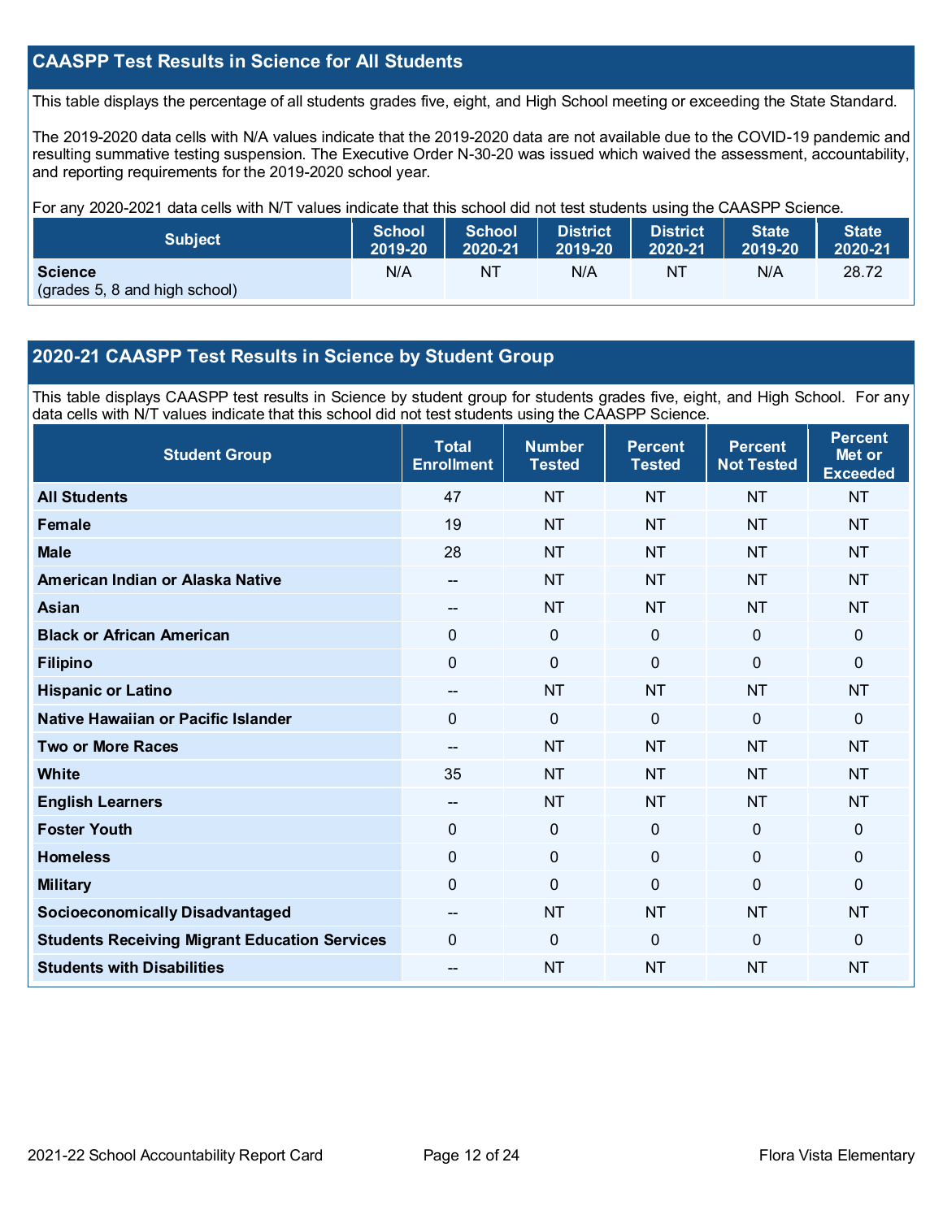## CAASPP Test Results in Science for All Students

This table displays the percentage of all students grades five, eight, and High School meeting or exceeding the State Standard.

The 2019-2020 data cells with N/A values indicate that the 2019-2020 data are not available due to the COVID-19 pandemic and resulting summative testing suspension. The Executive Order N-30-20 was issued which waived the assessment, accountability, and reporting requirements for the 2019-2020 school year.

For any 2020-2021 data cells with N/T values indicate that this school did not test students using the CAASPP Science.

| Subject | School 2019-20 | School 2020-21 | District 2019-20 | District 2020-21 | State 2019-20 | State 2020-21 |
|---|---|---|---|---|---|---|
| **Science** (grades 5, 8 and high school) | N/A | NT | N/A | NT | N/A | 28.72 |

## 2020-21 CAASPP Test Results in Science by Student Group

This table displays CAASPP test results in Science by student group for students grades five, eight, and High School. For any data cells with N/T values indicate that this school did not test students using the CAASPP Science.

| Student Group | Total Enrollment | Number Tested | Percent Tested | Percent Not Tested | Percent Met or Exceeded |
|---|---|---|---|---|---|
| **All Students** | 47 | NT | NT | NT | NT |
| **Female** | 19 | NT | NT | NT | NT |
| **Male** | 28 | NT | NT | NT | NT |
| **American Indian or Alaska Native** | -- | NT | NT | NT | NT |
| **Asian** | -- | NT | NT | NT | NT |
| **Black or African American** | 0 | 0 | 0 | 0 | 0 |
| **Filipino** | 0 | 0 | 0 | 0 | 0 |
| **Hispanic or Latino** | -- | NT | NT | NT | NT |
| **Native Hawaiian or Pacific Islander** | 0 | 0 | 0 | 0 | 0 |
| **Two or More Races** | -- | NT | NT | NT | NT |
| **White** | 35 | NT | NT | NT | NT |
| **English Learners** | -- | NT | NT | NT | NT |
| **Foster Youth** | 0 | 0 | 0 | 0 | 0 |
| **Homeless** | 0 | 0 | 0 | 0 | 0 |
| **Military** | 0 | 0 | 0 | 0 | 0 |
| **Socioeconomically Disadvantaged** | -- | NT | NT | NT | NT |
| **Students Receiving Migrant Education Services** | 0 | 0 | 0 | 0 | 0 |
| **Students with Disabilities** | -- | NT | NT | NT | NT |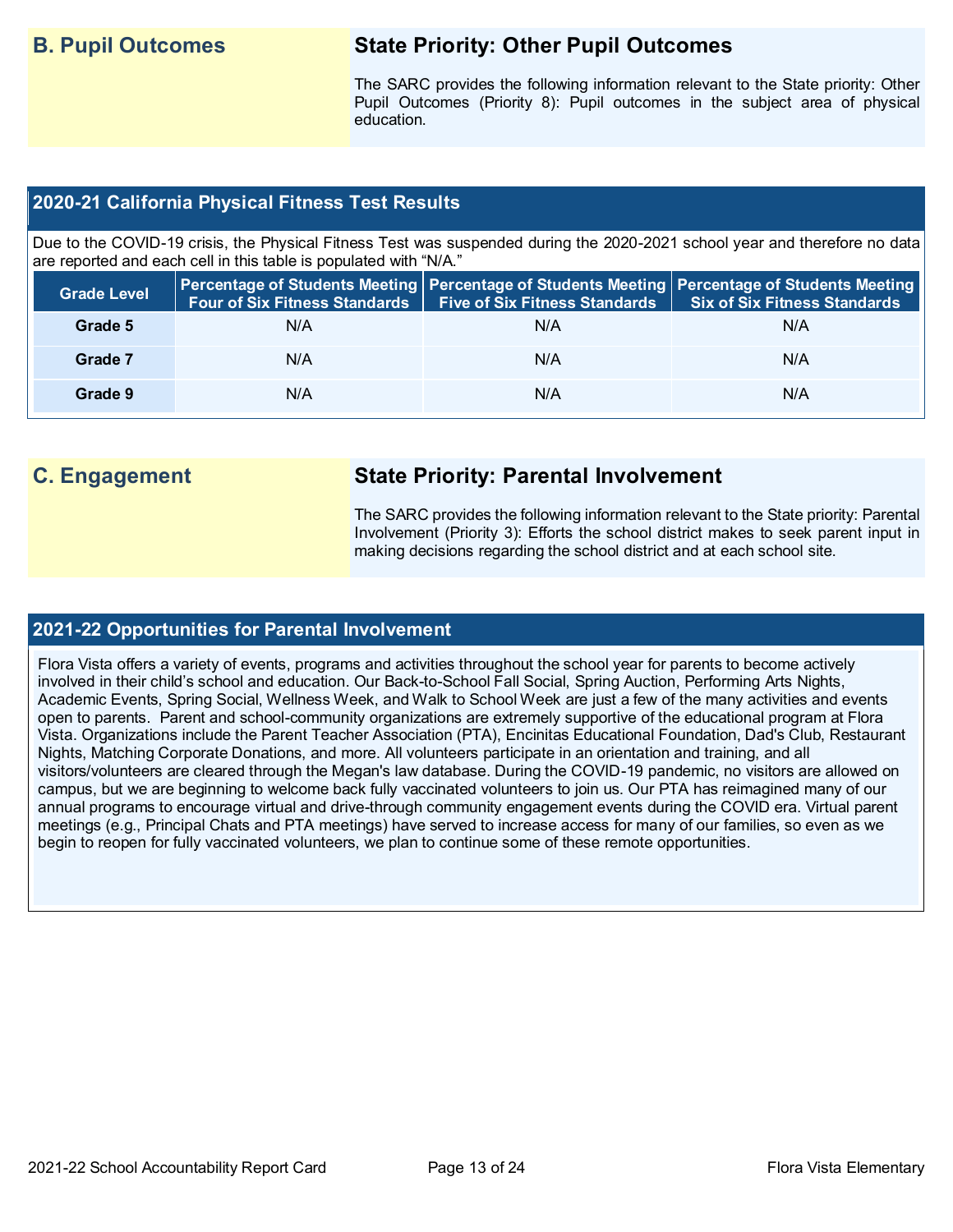## B. Pupil Outcomes

### State Priority: Other Pupil Outcomes

The SARC provides the following information relevant to the State priority: Other Pupil Outcomes (Priority 8): Pupil outcomes in the subject area of physical education.

### 2020-21 California Physical Fitness Test Results

Due to the COVID-19 crisis, the Physical Fitness Test was suspended during the 2020-2021 school year and therefore no data are reported and each cell in this table is populated with "N/A."

| Grade Level | Percentage of Students Meeting Four of Six Fitness Standards | Percentage of Students Meeting Five of Six Fitness Standards | Percentage of Students Meeting Six of Six Fitness Standards |
|---|---|---|---|
| Grade 5 | N/A | N/A | N/A |
| Grade 7 | N/A | N/A | N/A |
| Grade 9 | N/A | N/A | N/A |

## C. Engagement

### State Priority: Parental Involvement

The SARC provides the following information relevant to the State priority: Parental Involvement (Priority 3): Efforts the school district makes to seek parent input in making decisions regarding the school district and at each school site.

### 2021-22 Opportunities for Parental Involvement

Flora Vista offers a variety of events, programs and activities throughout the school year for parents to become actively involved in their child's school and education. Our Back-to-School Fall Social, Spring Auction, Performing Arts Nights, Academic Events, Spring Social, Wellness Week, and Walk to School Week are just a few of the many activities and events open to parents. Parent and school-community organizations are extremely supportive of the educational program at Flora Vista. Organizations include the Parent Teacher Association (PTA), Encinitas Educational Foundation, Dad's Club, Restaurant Nights, Matching Corporate Donations, and more. All volunteers participate in an orientation and training, and all visitors/volunteers are cleared through the Megan's law database. During the COVID-19 pandemic, no visitors are allowed on campus, but we are beginning to welcome back fully vaccinated volunteers to join us. Our PTA has reimagined many of our annual programs to encourage virtual and drive-through community engagement events during the COVID era. Virtual parent meetings (e.g., Principal Chats and PTA meetings) have served to increase access for many of our families, so even as we begin to reopen for fully vaccinated volunteers, we plan to continue some of these remote opportunities.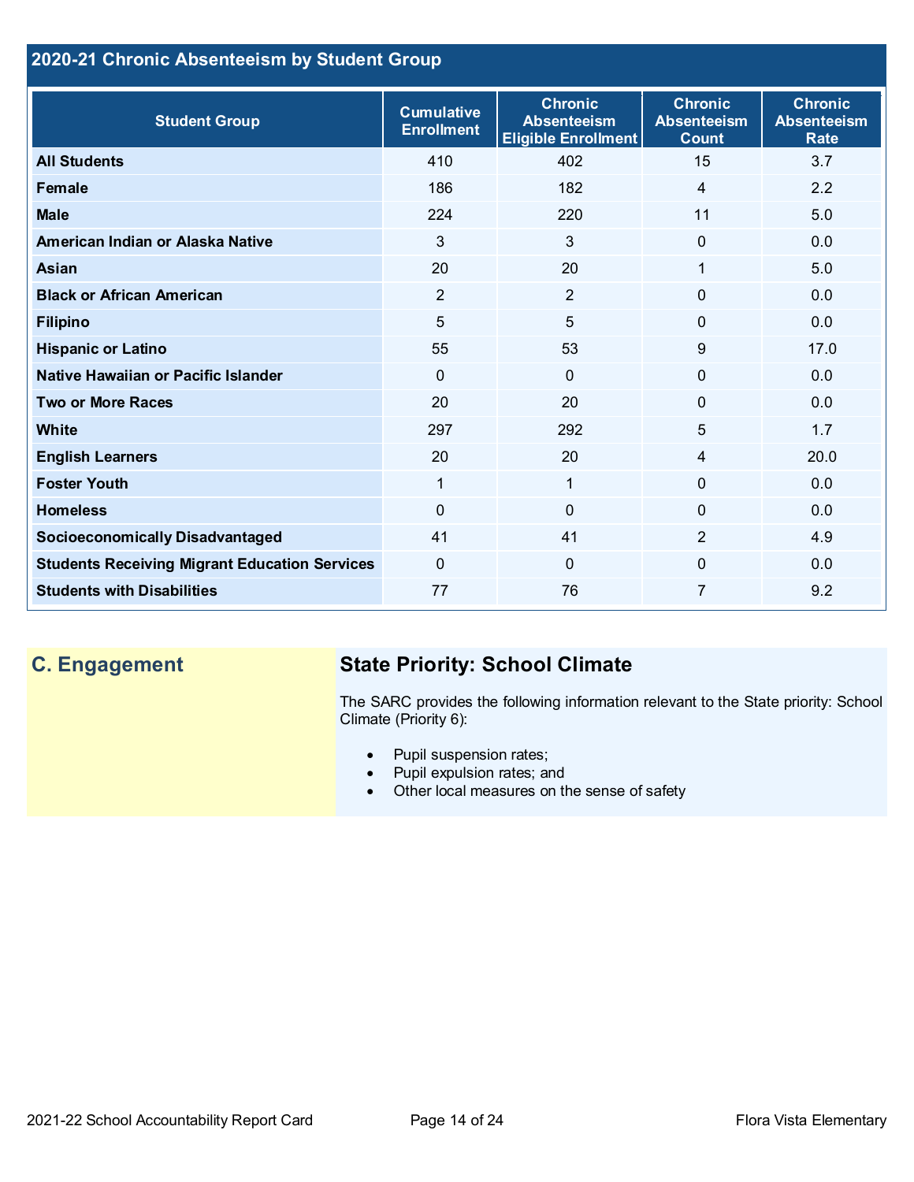## 2020-21 Chronic Absenteeism by Student Group

| Student Group | Cumulative Enrollment | Chronic Absenteeism Eligible Enrollment | Chronic Absenteeism Count | Chronic Absenteeism Rate |
|---|---|---|---|---|
| **All Students** | 410 | 402 | 15 | 3.7 |
| **Female** | 186 | 182 | 4 | 2.2 |
| **Male** | 224 | 220 | 11 | 5.0 |
| **American Indian or Alaska Native** | 3 | 3 | 0 | 0.0 |
| **Asian** | 20 | 20 | 1 | 5.0 |
| **Black or African American** | 2 | 2 | 0 | 0.0 |
| **Filipino** | 5 | 5 | 0 | 0.0 |
| **Hispanic or Latino** | 55 | 53 | 9 | 17.0 |
| **Native Hawaiian or Pacific Islander** | 0 | 0 | 0 | 0.0 |
| **Two or More Races** | 20 | 20 | 0 | 0.0 |
| **White** | 297 | 292 | 5 | 1.7 |
| **English Learners** | 20 | 20 | 4 | 20.0 |
| **Foster Youth** | 1 | 1 | 0 | 0.0 |
| **Homeless** | 0 | 0 | 0 | 0.0 |
| **Socioeconomically Disadvantaged** | 41 | 41 | 2 | 4.9 |
| **Students Receiving Migrant Education Services** | 0 | 0 | 0 | 0.0 |
| **Students with Disabilities** | 77 | 76 | 7 | 9.2 |

## C. Engagement

### State Priority: School Climate

The SARC provides the following information relevant to the State priority: School Climate (Priority 6):

- Pupil suspension rates;
- Pupil expulsion rates; and
- Other local measures on the sense of safety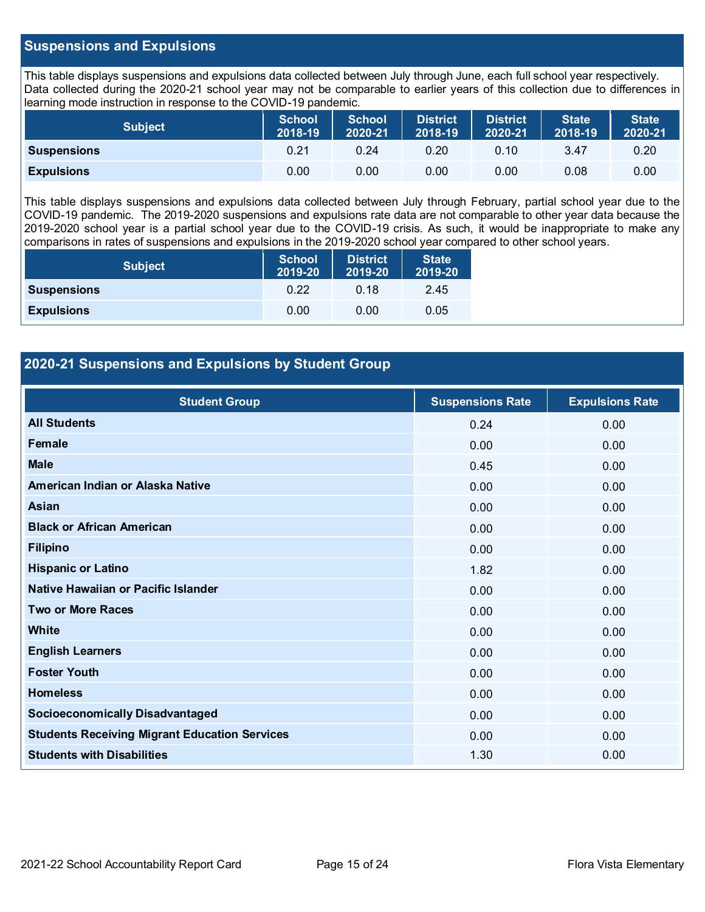## Suspensions and Expulsions

This table displays suspensions and expulsions data collected between July through June, each full school year respectively. Data collected during the 2020-21 school year may not be comparable to earlier years of this collection due to differences in learning mode instruction in response to the COVID-19 pandemic.

| Subject | School 2018-19 | School 2020-21 | District 2018-19 | District 2020-21 | State 2018-19 | State 2020-21 |
|---|---|---|---|---|---|---|
| **Suspensions** | 0.21 | 0.24 | 0.20 | 0.10 | 3.47 | 0.20 |
| **Expulsions** | 0.00 | 0.00 | 0.00 | 0.00 | 0.08 | 0.00 |

This table displays suspensions and expulsions data collected between July through February, partial school year due to the COVID-19 pandemic. The 2019-2020 suspensions and expulsions rate data are not comparable to other year data because the 2019-2020 school year is a partial school year due to the COVID-19 crisis. As such, it would be inappropriate to make any comparisons in rates of suspensions and expulsions in the 2019-2020 school year compared to other school years.

| Subject | School 2019-20 | District 2019-20 | State 2019-20 |
|---|---|---|---|
| **Suspensions** | 0.22 | 0.18 | 2.45 |
| **Expulsions** | 0.00 | 0.00 | 0.05 |

## 2020-21 Suspensions and Expulsions by Student Group

| Student Group | Suspensions Rate | Expulsions Rate |
|---|---|---|
| **All Students** | 0.24 | 0.00 |
| **Female** | 0.00 | 0.00 |
| **Male** | 0.45 | 0.00 |
| **American Indian or Alaska Native** | 0.00 | 0.00 |
| **Asian** | 0.00 | 0.00 |
| **Black or African American** | 0.00 | 0.00 |
| **Filipino** | 0.00 | 0.00 |
| **Hispanic or Latino** | 1.82 | 0.00 |
| **Native Hawaiian or Pacific Islander** | 0.00 | 0.00 |
| **Two or More Races** | 0.00 | 0.00 |
| **White** | 0.00 | 0.00 |
| **English Learners** | 0.00 | 0.00 |
| **Foster Youth** | 0.00 | 0.00 |
| **Homeless** | 0.00 | 0.00 |
| **Socioeconomically Disadvantaged** | 0.00 | 0.00 |
| **Students Receiving Migrant Education Services** | 0.00 | 0.00 |
| **Students with Disabilities** | 1.30 | 0.00 |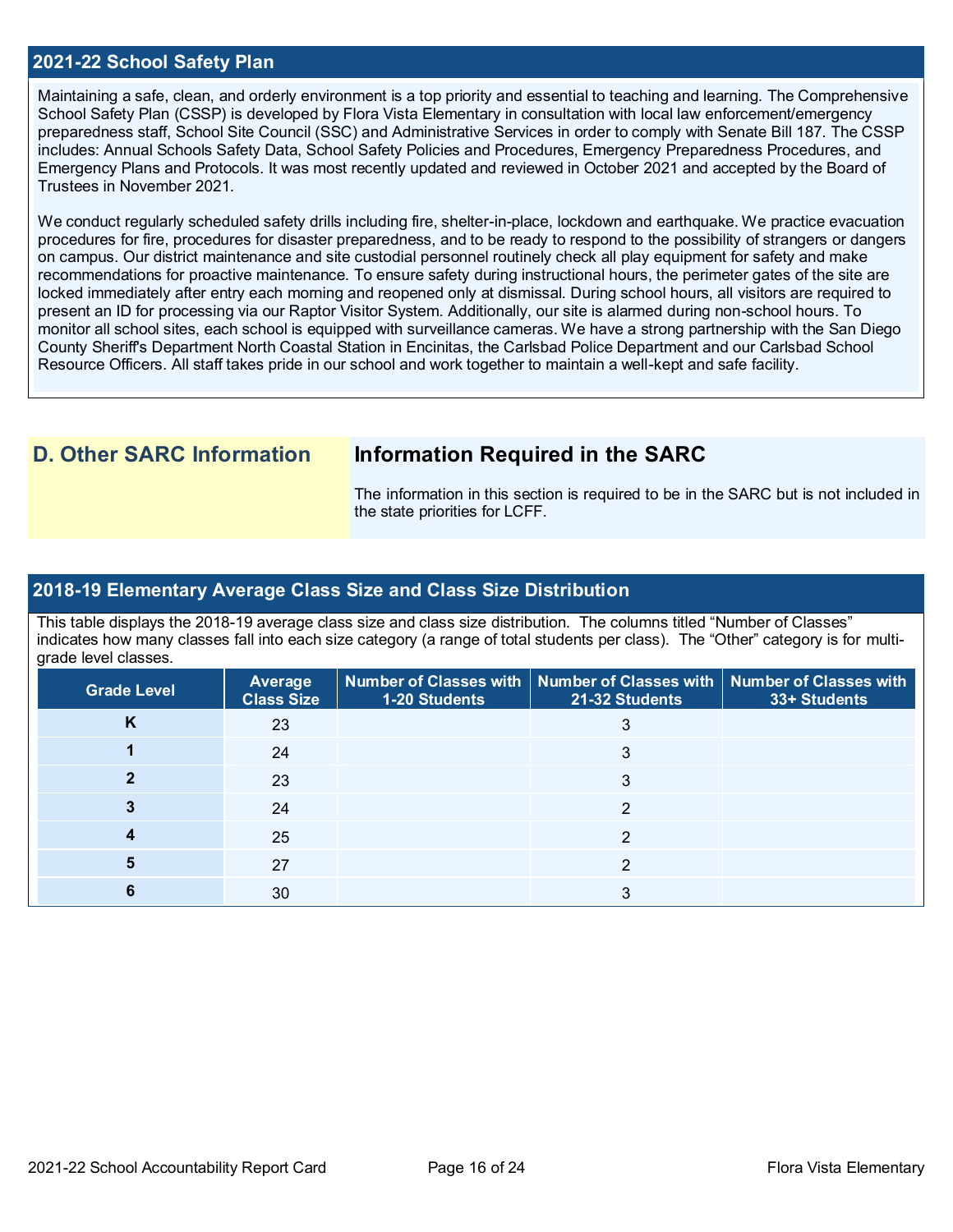## 2021-22 School Safety Plan

Maintaining a safe, clean, and orderly environment is a top priority and essential to teaching and learning. The Comprehensive School Safety Plan (CSSP) is developed by Flora Vista Elementary in consultation with local law enforcement/emergency preparedness staff, School Site Council (SSC) and Administrative Services in order to comply with Senate Bill 187. The CSSP includes: Annual Schools Safety Data, School Safety Policies and Procedures, Emergency Preparedness Procedures, and Emergency Plans and Protocols. It was most recently updated and reviewed in October 2021 and accepted by the Board of Trustees in November 2021.

We conduct regularly scheduled safety drills including fire, shelter-in-place, lockdown and earthquake. We practice evacuation procedures for fire, procedures for disaster preparedness, and to be ready to respond to the possibility of strangers or dangers on campus. Our district maintenance and site custodial personnel routinely check all play equipment for safety and make recommendations for proactive maintenance. To ensure safety during instructional hours, the perimeter gates of the site are locked immediately after entry each morning and reopened only at dismissal. During school hours, all visitors are required to present an ID for processing via our Raptor Visitor System. Additionally, our site is alarmed during non-school hours. To monitor all school sites, each school is equipped with surveillance cameras. We have a strong partnership with the San Diego County Sheriff's Department North Coastal Station in Encinitas, the Carlsbad Police Department and our Carlsbad School Resource Officers. All staff takes pride in our school and work together to maintain a well-kept and safe facility.

## D. Other SARC Information

### Information Required in the SARC

The information in this section is required to be in the SARC but is not included in the state priorities for LCFF.

## 2018-19 Elementary Average Class Size and Class Size Distribution

This table displays the 2018-19 average class size and class size distribution. The columns titled "Number of Classes" indicates how many classes fall into each size category (a range of total students per class). The "Other" category is for multi-grade level classes.

| Grade Level | Average Class Size | Number of Classes with 1-20 Students | Number of Classes with 21-32 Students | Number of Classes with 33+ Students |
|---|---|---|---|---|
| K | 23 | | 3 | |
| 1 | 24 | | 3 | |
| 2 | 23 | | 3 | |
| 3 | 24 | | 2 | |
| 4 | 25 | | 2 | |
| 5 | 27 | | 2 | |
| 6 | 30 | | 3 | |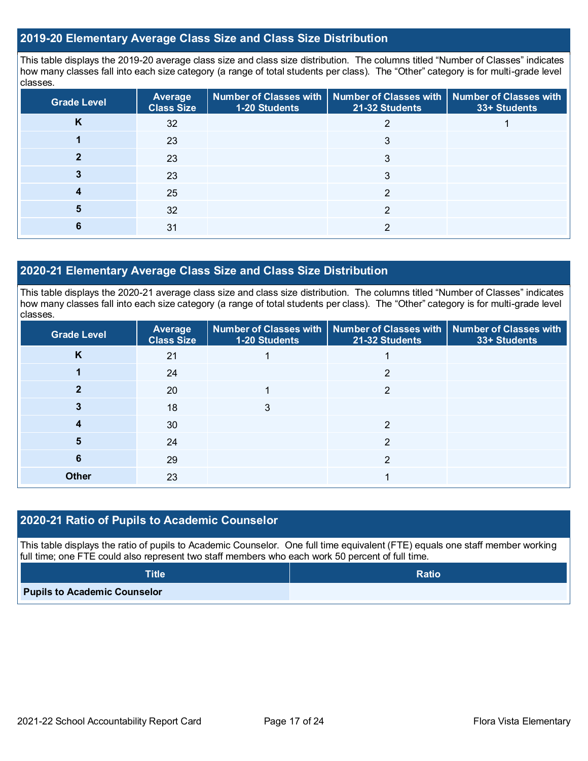## 2019-20 Elementary Average Class Size and Class Size Distribution

This table displays the 2019-20 average class size and class size distribution. The columns titled "Number of Classes" indicates how many classes fall into each size category (a range of total students per class). The "Other" category is for multi-grade level classes.

| Grade Level | Average Class Size | Number of Classes with 1-20 Students | Number of Classes with 21-32 Students | Number of Classes with 33+ Students |
|---|---|---|---|---|
| K | 32 | | 2 | 1 |
| 1 | 23 | | 3 | |
| 2 | 23 | | 3 | |
| 3 | 23 | | 3 | |
| 4 | 25 | | 2 | |
| 5 | 32 | | 2 | |
| 6 | 31 | | 2 | |

## 2020-21 Elementary Average Class Size and Class Size Distribution

This table displays the 2020-21 average class size and class size distribution. The columns titled "Number of Classes" indicates how many classes fall into each size category (a range of total students per class). The "Other" category is for multi-grade level classes.

| Grade Level | Average Class Size | Number of Classes with 1-20 Students | Number of Classes with 21-32 Students | Number of Classes with 33+ Students |
|---|---|---|---|---|
| K | 21 | 1 | 1 | |
| 1 | 24 | | 2 | |
| 2 | 20 | 1 | 2 | |
| 3 | 18 | 3 | | |
| 4 | 30 | | 2 | |
| 5 | 24 | | 2 | |
| 6 | 29 | | 2 | |
| Other | 23 | | 1 | |

## 2020-21 Ratio of Pupils to Academic Counselor

This table displays the ratio of pupils to Academic Counselor. One full time equivalent (FTE) equals one staff member working full time; one FTE could also represent two staff members who each work 50 percent of full time.

| Title | Ratio |
|---|---|
| Pupils to Academic Counselor | |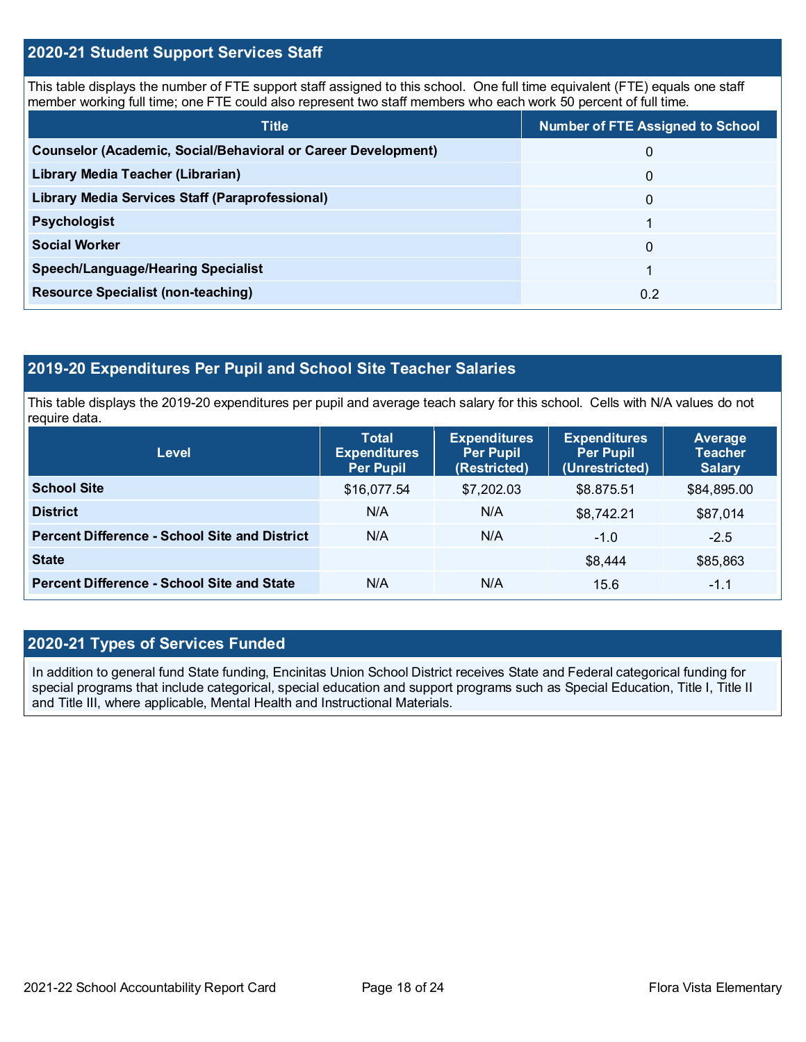## 2020-21 Student Support Services Staff

This table displays the number of FTE support staff assigned to this school. One full time equivalent (FTE) equals one staff member working full time; one FTE could also represent two staff members who each work 50 percent of full time.

| Title | Number of FTE Assigned to School |
|---|---|
| Counselor (Academic, Social/Behavioral or Career Development) | 0 |
| Library Media Teacher (Librarian) | 0 |
| Library Media Services Staff (Paraprofessional) | 0 |
| Psychologist | 1 |
| Social Worker | 0 |
| Speech/Language/Hearing Specialist | 1 |
| Resource Specialist (non-teaching) | 0.2 |

## 2019-20 Expenditures Per Pupil and School Site Teacher Salaries

This table displays the 2019-20 expenditures per pupil and average teach salary for this school. Cells with N/A values do not require data.

| Level | Total Expenditures Per Pupil | Expenditures Per Pupil (Restricted) | Expenditures Per Pupil (Unrestricted) | Average Teacher Salary |
|---|---|---|---|---|
| School Site | $16,077.54 | $7,202.03 | $8.875.51 | $84,895.00 |
| District | N/A | N/A | $8,742.21 | $87,014 |
| Percent Difference - School Site and District | N/A | N/A | -1.0 | -2.5 |
| State | | | $8,444 | $85,863 |
| Percent Difference - School Site and State | N/A | N/A | 15.6 | -1.1 |

## 2020-21 Types of Services Funded

In addition to general fund State funding, Encinitas Union School District receives State and Federal categorical funding for special programs that include categorical, special education and support programs such as Special Education, Title I, Title II and Title III, where applicable, Mental Health and Instructional Materials.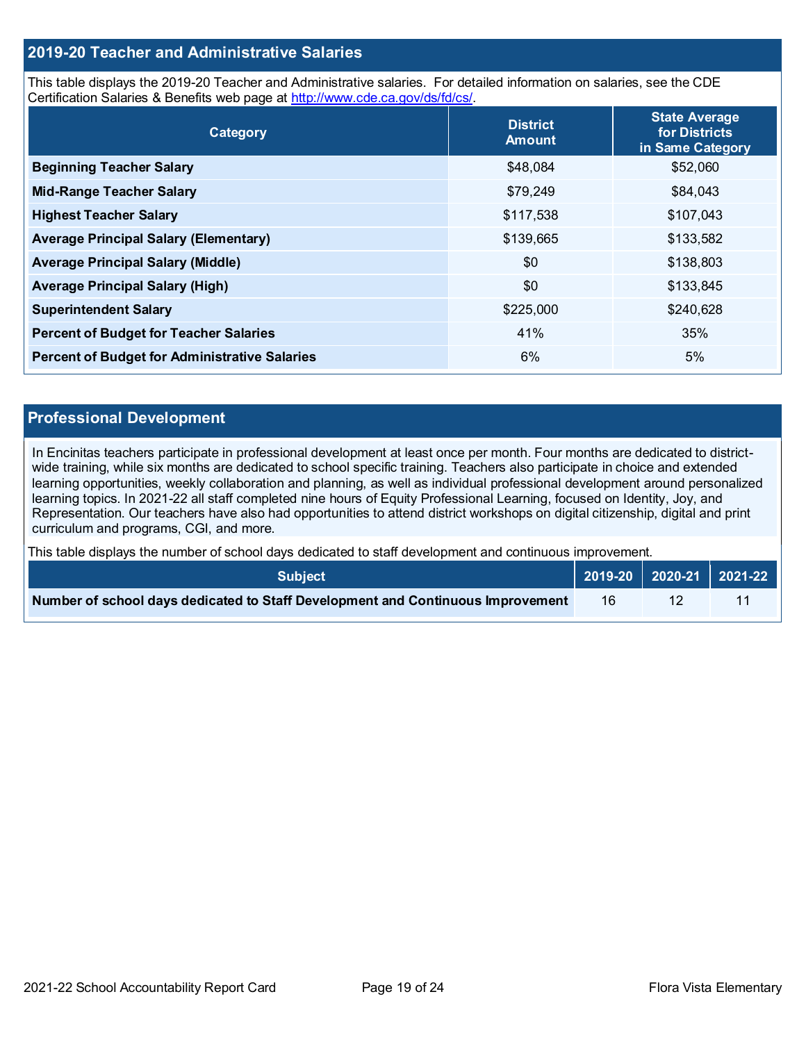## 2019-20 Teacher and Administrative Salaries

This table displays the 2019-20 Teacher and Administrative salaries. For detailed information on salaries, see the CDE Certification Salaries & Benefits web page at http://www.cde.ca.gov/ds/fd/cs/.

| Category | District Amount | State Average for Districts in Same Category |
|---|---|---|
| Beginning Teacher Salary | $48,084 | $52,060 |
| Mid-Range Teacher Salary | $79,249 | $84,043 |
| Highest Teacher Salary | $117,538 | $107,043 |
| Average Principal Salary (Elementary) | $139,665 | $133,582 |
| Average Principal Salary (Middle) | $0 | $138,803 |
| Average Principal Salary (High) | $0 | $133,845 |
| Superintendent Salary | $225,000 | $240,628 |
| Percent of Budget for Teacher Salaries | 41% | 35% |
| Percent of Budget for Administrative Salaries | 6% | 5% |

## Professional Development

In Encinitas teachers participate in professional development at least once per month. Four months are dedicated to district-wide training, while six months are dedicated to school specific training. Teachers also participate in choice and extended learning opportunities, weekly collaboration and planning, as well as individual professional development around personalized learning topics. In 2021-22 all staff completed nine hours of Equity Professional Learning, focused on Identity, Joy, and Representation. Our teachers have also had opportunities to attend district workshops on digital citizenship, digital and print curriculum and programs, CGI, and more.

This table displays the number of school days dedicated to staff development and continuous improvement.

| Subject | 2019-20 | 2020-21 | 2021-22 |
|---|---|---|---|
| Number of school days dedicated to Staff Development and Continuous Improvement | 16 | 12 | 11 |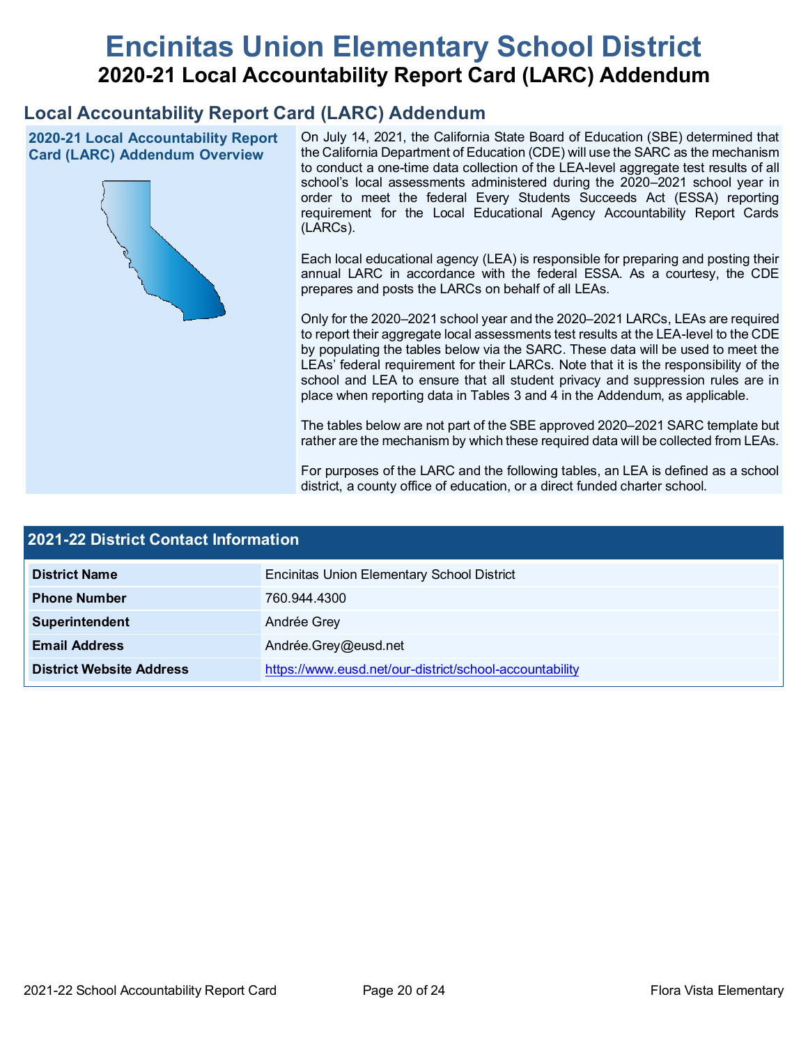# Encinitas Union Elementary School District

## 2020-21 Local Accountability Report Card (LARC) Addendum

### Local Accountability Report Card (LARC) Addendum

**2020-21 Local Accountability Report Card (LARC) Addendum Overview**

On July 14, 2021, the California State Board of Education (SBE) determined that the California Department of Education (CDE) will use the SARC as the mechanism to conduct a one-time data collection of the LEA-level aggregate test results of all school's local assessments administered during the 2020–2021 school year in order to meet the federal Every Students Succeeds Act (ESSA) reporting requirement for the Local Educational Agency Accountability Report Cards (LARCs).

Each local educational agency (LEA) is responsible for preparing and posting their annual LARC in accordance with the federal ESSA. As a courtesy, the CDE prepares and posts the LARCs on behalf of all LEAs.

Only for the 2020–2021 school year and the 2020–2021 LARCs, LEAs are required to report their aggregate local assessments test results at the LEA-level to the CDE by populating the tables below via the SARC. These data will be used to meet the LEAs' federal requirement for their LARCs. Note that it is the responsibility of the school and LEA to ensure that all student privacy and suppression rules are in place when reporting data in Tables 3 and 4 in the Addendum, as applicable.

The tables below are not part of the SBE approved 2020–2021 SARC template but rather are the mechanism by which these required data will be collected from LEAs.

For purposes of the LARC and the following tables, an LEA is defined as a school district, a county office of education, or a direct funded charter school.

| 2021-22 District Contact Information | |
|---|---|
| **District Name** | Encinitas Union Elementary School District |
| **Phone Number** | 760.944.4300 |
| **Superintendent** | Andrée Grey |
| **Email Address** | Andrée.Grey@eusd.net |
| **District Website Address** | https://www.eusd.net/our-district/school-accountability |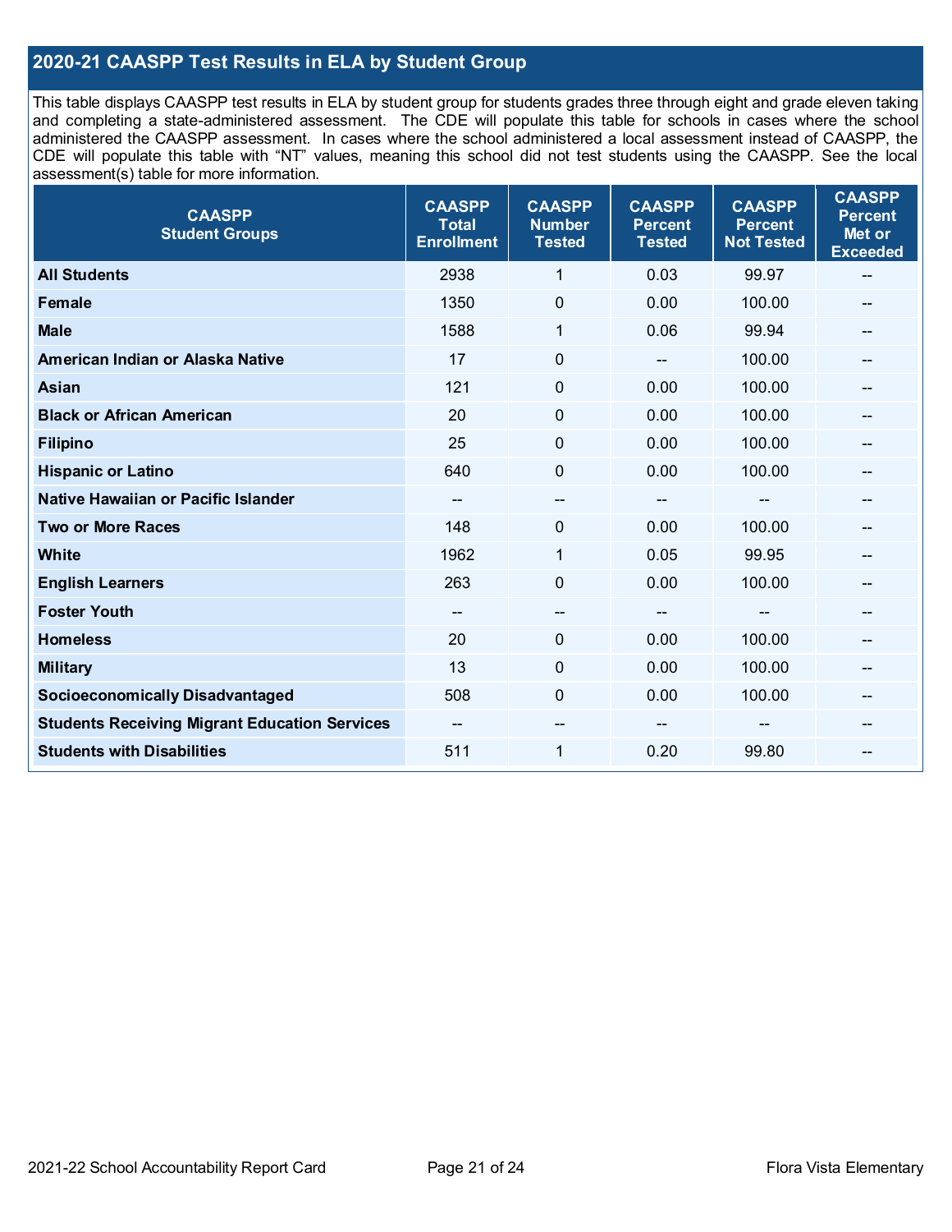## 2020-21 CAASPP Test Results in ELA by Student Group

This table displays CAASPP test results in ELA by student group for students grades three through eight and grade eleven taking and completing a state-administered assessment. The CDE will populate this table for schools in cases where the school administered the CAASPP assessment. In cases where the school administered a local assessment instead of CAASPP, the CDE will populate this table with "NT" values, meaning this school did not test students using the CAASPP. See the local assessment(s) table for more information.

| CAASPP Student Groups | CAASPP Total Enrollment | CAASPP Number Tested | CAASPP Percent Tested | CAASPP Percent Not Tested | CAASPP Percent Met or Exceeded |
|---|---|---|---|---|---|
| **All Students** | 2938 | 1 | 0.03 | 99.97 | -- |
| **Female** | 1350 | 0 | 0.00 | 100.00 | -- |
| **Male** | 1588 | 1 | 0.06 | 99.94 | -- |
| **American Indian or Alaska Native** | 17 | 0 | -- | 100.00 | -- |
| **Asian** | 121 | 0 | 0.00 | 100.00 | -- |
| **Black or African American** | 20 | 0 | 0.00 | 100.00 | -- |
| **Filipino** | 25 | 0 | 0.00 | 100.00 | -- |
| **Hispanic or Latino** | 640 | 0 | 0.00 | 100.00 | -- |
| **Native Hawaiian or Pacific Islander** | -- | -- | -- | -- | -- |
| **Two or More Races** | 148 | 0 | 0.00 | 100.00 | -- |
| **White** | 1962 | 1 | 0.05 | 99.95 | -- |
| **English Learners** | 263 | 0 | 0.00 | 100.00 | -- |
| **Foster Youth** | -- | -- | -- | -- | -- |
| **Homeless** | 20 | 0 | 0.00 | 100.00 | -- |
| **Military** | 13 | 0 | 0.00 | 100.00 | -- |
| **Socioeconomically Disadvantaged** | 508 | 0 | 0.00 | 100.00 | -- |
| **Students Receiving Migrant Education Services** | -- | -- | -- | -- | -- |
| **Students with Disabilities** | 511 | 1 | 0.20 | 99.80 | -- |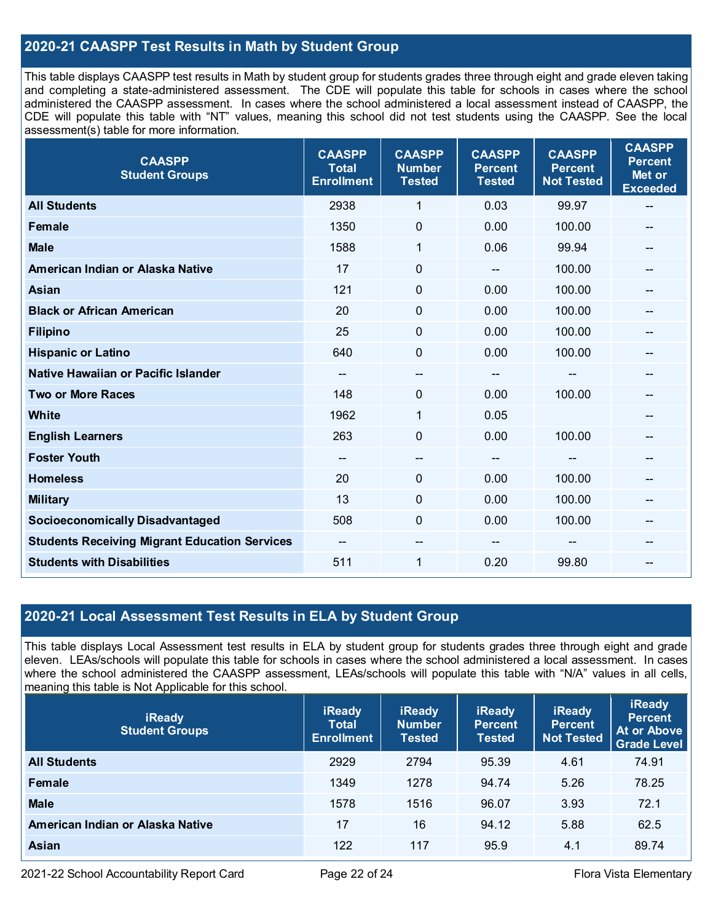## 2020-21 CAASPP Test Results in Math by Student Group

This table displays CAASPP test results in Math by student group for students grades three through eight and grade eleven taking and completing a state-administered assessment. The CDE will populate this table for schools in cases where the school administered the CAASPP assessment. In cases where the school administered a local assessment instead of CAASPP, the CDE will populate this table with "NT" values, meaning this school did not test students using the CAASPP. See the local assessment(s) table for more information.

| CAASPP Student Groups | CAASPP Total Enrollment | CAASPP Number Tested | CAASPP Percent Tested | CAASPP Percent Not Tested | CAASPP Percent Met or Exceeded |
|---|---|---|---|---|---|
| **All Students** | 2938 | 1 | 0.03 | 99.97 | -- |
| **Female** | 1350 | 0 | 0.00 | 100.00 | -- |
| **Male** | 1588 | 1 | 0.06 | 99.94 | -- |
| **American Indian or Alaska Native** | 17 | 0 | -- | 100.00 | -- |
| **Asian** | 121 | 0 | 0.00 | 100.00 | -- |
| **Black or African American** | 20 | 0 | 0.00 | 100.00 | -- |
| **Filipino** | 25 | 0 | 0.00 | 100.00 | -- |
| **Hispanic or Latino** | 640 | 0 | 0.00 | 100.00 | -- |
| **Native Hawaiian or Pacific Islander** | -- | -- | -- | -- | -- |
| **Two or More Races** | 148 | 0 | 0.00 | 100.00 | -- |
| **White** | 1962 | 1 | 0.05 | | -- |
| **English Learners** | 263 | 0 | 0.00 | 100.00 | -- |
| **Foster Youth** | -- | -- | -- | -- | -- |
| **Homeless** | 20 | 0 | 0.00 | 100.00 | -- |
| **Military** | 13 | 0 | 0.00 | 100.00 | -- |
| **Socioeconomically Disadvantaged** | 508 | 0 | 0.00 | 100.00 | -- |
| **Students Receiving Migrant Education Services** | -- | -- | -- | -- | -- |
| **Students with Disabilities** | 511 | 1 | 0.20 | 99.80 | -- |

## 2020-21 Local Assessment Test Results in ELA by Student Group

This table displays Local Assessment test results in ELA by student group for students grades three through eight and grade eleven. LEAs/schools will populate this table for schools in cases where the school administered a local assessment. In cases where the school administered the CAASPP assessment, LEAs/schools will populate this table with "N/A" values in all cells, meaning this table is Not Applicable for this school.

| iReady Student Groups | iReady Total Enrollment | iReady Number Tested | iReady Percent Tested | iReady Percent Not Tested | iReady Percent At or Above Grade Level |
|---|---|---|---|---|---|
| **All Students** | 2929 | 2794 | 95.39 | 4.61 | 74.91 |
| **Female** | 1349 | 1278 | 94.74 | 5.26 | 78.25 |
| **Male** | 1578 | 1516 | 96.07 | 3.93 | 72.1 |
| **American Indian or Alaska Native** | 17 | 16 | 94.12 | 5.88 | 62.5 |
| **Asian** | 122 | 117 | 95.9 | 4.1 | 89.74 |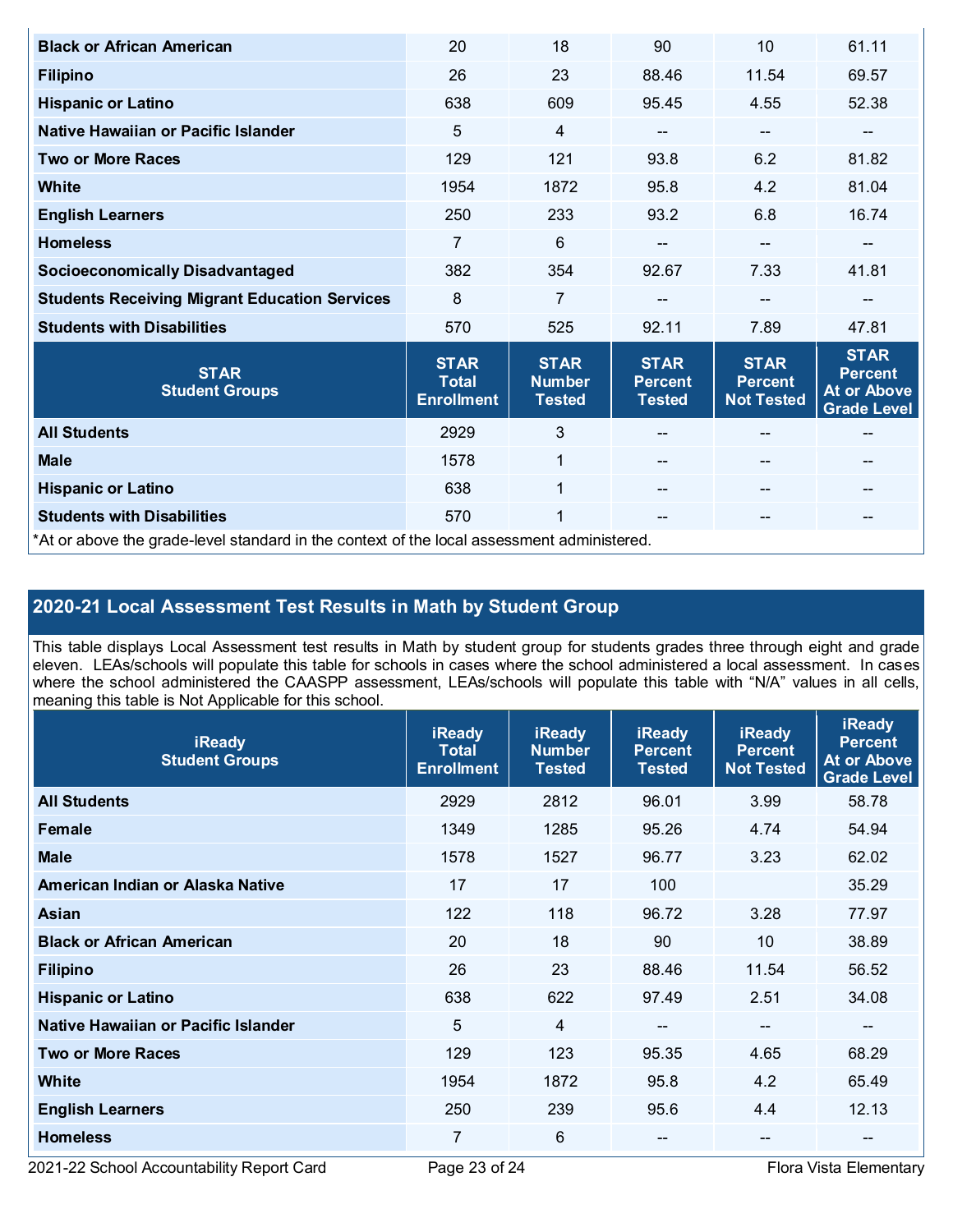| | | | | | |
|---|---|---|---|---|---|
| Black or African American | 20 | 18 | 90 | 10 | 61.11 |
| Filipino | 26 | 23 | 88.46 | 11.54 | 69.57 |
| Hispanic or Latino | 638 | 609 | 95.45 | 4.55 | 52.38 |
| Native Hawaiian or Pacific Islander | 5 | 4 | -- | -- | -- |
| Two or More Races | 129 | 121 | 93.8 | 6.2 | 81.82 |
| White | 1954 | 1872 | 95.8 | 4.2 | 81.04 |
| English Learners | 250 | 233 | 93.2 | 6.8 | 16.74 |
| Homeless | 7 | 6 | -- | -- | -- |
| Socioeconomically Disadvantaged | 382 | 354 | 92.67 | 7.33 | 41.81 |
| Students Receiving Migrant Education Services | 8 | 7 | -- | -- | -- |
| Students with Disabilities | 570 | 525 | 92.11 | 7.89 | 47.81 |

| STAR Student Groups | STAR Total Enrollment | STAR Number Tested | STAR Percent Tested | STAR Percent Not Tested | STAR Percent At or Above Grade Level |
|---|---|---|---|---|---|
| All Students | 2929 | 3 | -- | -- | -- |
| Male | 1578 | 1 | -- | -- | -- |
| Hispanic or Latino | 638 | 1 | -- | -- | -- |
| Students with Disabilities | 570 | 1 | -- | -- | -- |

*At or above the grade-level standard in the context of the local assessment administered.

## 2020-21 Local Assessment Test Results in Math by Student Group

This table displays Local Assessment test results in Math by student group for students grades three through eight and grade eleven. LEAs/schools will populate this table for schools in cases where the school administered a local assessment. In cases where the school administered the CAASPP assessment, LEAs/schools will populate this table with "N/A" values in all cells, meaning this table is Not Applicable for this school.

| iReady Student Groups | iReady Total Enrollment | iReady Number Tested | iReady Percent Tested | iReady Percent Not Tested | iReady Percent At or Above Grade Level |
|---|---|---|---|---|---|
| All Students | 2929 | 2812 | 96.01 | 3.99 | 58.78 |
| Female | 1349 | 1285 | 95.26 | 4.74 | 54.94 |
| Male | 1578 | 1527 | 96.77 | 3.23 | 62.02 |
| American Indian or Alaska Native | 17 | 17 | 100 | | 35.29 |
| Asian | 122 | 118 | 96.72 | 3.28 | 77.97 |
| Black or African American | 20 | 18 | 90 | 10 | 38.89 |
| Filipino | 26 | 23 | 88.46 | 11.54 | 56.52 |
| Hispanic or Latino | 638 | 622 | 97.49 | 2.51 | 34.08 |
| Native Hawaiian or Pacific Islander | 5 | 4 | -- | -- | -- |
| Two or More Races | 129 | 123 | 95.35 | 4.65 | 68.29 |
| White | 1954 | 1872 | 95.8 | 4.2 | 65.49 |
| English Learners | 250 | 239 | 95.6 | 4.4 | 12.13 |
| Homeless | 7 | 6 | -- | -- | -- |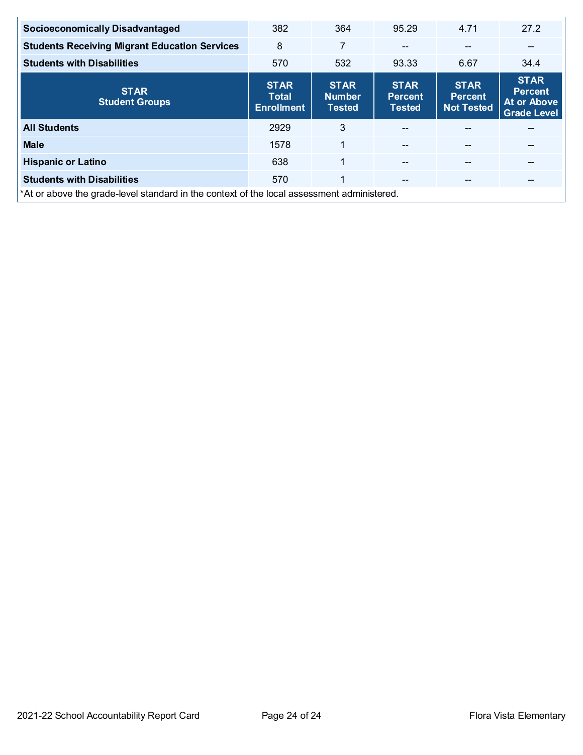| | | | | | |
|---|---|---|---|---|---|
| **Socioeconomically Disadvantaged** | 382 | 364 | 95.29 | 4.71 | 27.2 |
| **Students Receiving Migrant Education Services** | 8 | 7 | -- | -- | -- |
| **Students with Disabilities** | 570 | 532 | 93.33 | 6.67 | 34.4 |

| STAR Student Groups | STAR Total Enrollment | STAR Number Tested | STAR Percent Tested | STAR Percent Not Tested | STAR Percent At or Above Grade Level |
|---|---|---|---|---|---|
| **All Students** | 2929 | 3 | -- | -- | -- |
| **Male** | 1578 | 1 | -- | -- | -- |
| **Hispanic or Latino** | 638 | 1 | -- | -- | -- |
| **Students with Disabilities** | 570 | 1 | -- | -- | -- |

*At or above the grade-level standard in the context of the local assessment administered.